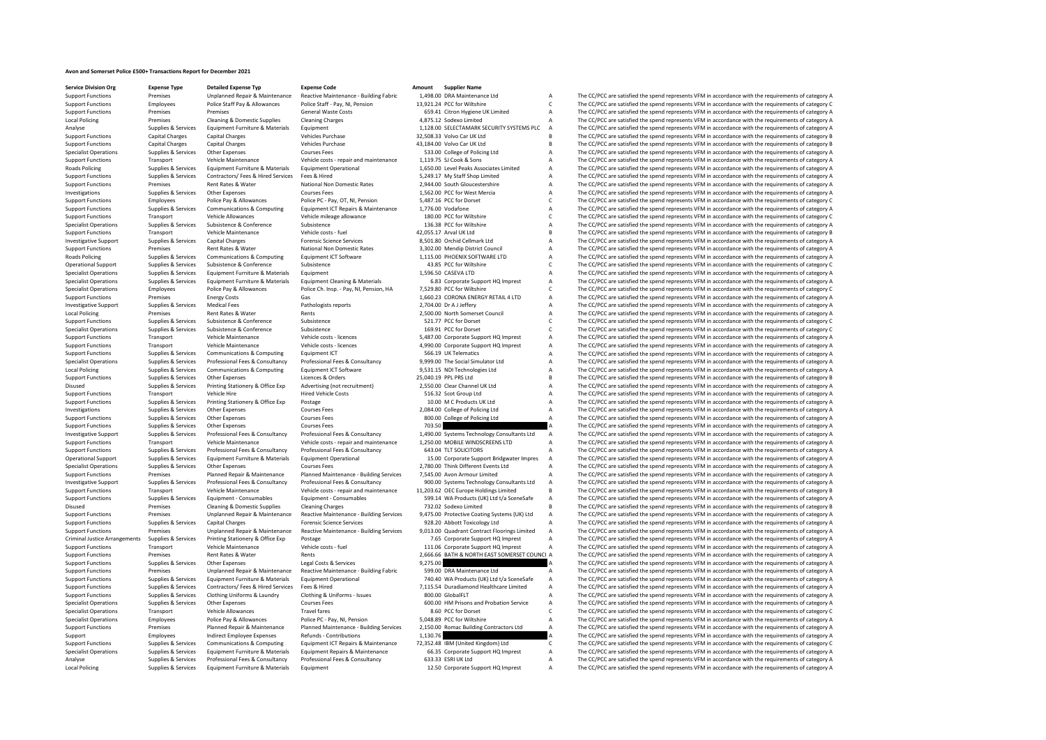# Avon and Somerset Police £500+ Transactions Report for December 2021

| Service Division Org | Expense Type | Detailed Expense Typ | Expense Code | Amount | Supplier Name | | |
|---|---|---|---|---|---|---|---|
| Support Functions | Premises | Unplanned Repair & Maintenance | Reactive Maintenance - Building Fabric | 1,498.00 | DRA Maintenance Ltd | A | The CC/PCC are satisfied the spend represents VFM in accordance with the requirements of category A |
| Support Functions | Employees | Police Staff Pay & Allowances | Police Staff - Pay, NI, Pension | 13,921.24 | PCC for Wiltshire | C | The CC/PCC are satisfied the spend represents VFM in accordance with the requirements of category C |
| Support Functions | Premises | Premises | General Waste Costs | 659.41 | Citron Hygiene UK Limited | A | The CC/PCC are satisfied the spend represents VFM in accordance with the requirements of category A |
| Local Policing | Premises | Cleaning & Domestic Supplies | Cleaning Charges | 4,875.12 | Sodexo Limited | A | The CC/PCC are satisfied the spend represents VFM in accordance with the requirements of category A |
| Analyse | Supplies & Services | Equipment Furniture & Materials | Equipment | 1,128.00 | SELECTAMARK SECURITY SYSTEMS PLC | A | The CC/PCC are satisfied the spend represents VFM in accordance with the requirements of category A |
| Support Functions | Capital Charges | Capital Charges | Vehicles Purchase | 32,508.33 | Volvo Car UK Ltd | B | The CC/PCC are satisfied the spend represents VFM in accordance with the requirements of category B |
| Support Functions | Capital Charges | Capital Charges | Vehicles Purchase | 43,184.00 | Volvo Car UK Ltd | B | The CC/PCC are satisfied the spend represents VFM in accordance with the requirements of category B |
| Specialist Operations | Supplies & Services | Other Expenses | Courses Fees | 533.00 | College of Policing Ltd | A | The CC/PCC are satisfied the spend represents VFM in accordance with the requirements of category A |
| Support Functions | Transport | Vehicle Maintenance | Vehicle costs - repair and maintenance | 1,119.75 | SJ Cook & Sons | A | The CC/PCC are satisfied the spend represents VFM in accordance with the requirements of category A |
| Roads Policing | Supplies & Services | Equipment Furniture & Materials | Equipment Operational | 1,650.00 | Level Peaks Associates Limited | A | The CC/PCC are satisfied the spend represents VFM in accordance with the requirements of category A |
| Support Functions | Supplies & Services | Contractors/ Fees & Hired Services | Fees & Hired | 5,249.17 | My Staff Shop Limited | A | The CC/PCC are satisfied the spend represents VFM in accordance with the requirements of category A |
| Support Functions | Premises | Rent Rates & Water | National Non Domestic Rates | 2,944.00 | South Gloucestershire | A | The CC/PCC are satisfied the spend represents VFM in accordance with the requirements of category A |
| Investigations | Supplies & Services | Other Expenses | Courses Fees | 1,562.00 | PCC for West Mercia | A | The CC/PCC are satisfied the spend represents VFM in accordance with the requirements of category A |
| Support Functions | Employees | Police Pay & Allowances | Police PC - Pay, OT, NI, Pension | 5,487.16 | PCC for Dorset | C | The CC/PCC are satisfied the spend represents VFM in accordance with the requirements of category C |
| Support Functions | Supplies & Services | Communications & Computing | Equipment ICT Repairs & Maintenance | 1,776.00 | Vodafone | A | The CC/PCC are satisfied the spend represents VFM in accordance with the requirements of category A |
| Support Functions | Transport | Vehicle Allowances | Vehicle mileage allowance | 180.00 | PCC for Wiltshire | C | The CC/PCC are satisfied the spend represents VFM in accordance with the requirements of category C |
| Specialist Operations | Supplies & Services | Subsistence & Conference | Subsistence | 136.38 | PCC for Wiltshire | A | The CC/PCC are satisfied the spend represents VFM in accordance with the requirements of category A |
| Support Functions | Transport | Vehicle Maintenance | Vehicle costs - fuel | 42,055.17 | Arval UK Ltd | B | The CC/PCC are satisfied the spend represents VFM in accordance with the requirements of category B |
| Investigative Support | Supplies & Services | Capital Charges | Forensic Science Services | 8,501.80 | Orchid Cellmark Ltd | A | The CC/PCC are satisfied the spend represents VFM in accordance with the requirements of category A |
| Support Functions | Premises | Rent Rates & Water | National Non Domestic Rates | 3,302.00 | Mendip District Council | A | The CC/PCC are satisfied the spend represents VFM in accordance with the requirements of category A |
| Roads Policing | Supplies & Services | Communications & Computing | Equipment ICT Software | 1,115.00 | PHOENIX SOFTWARE LTD | A | The CC/PCC are satisfied the spend represents VFM in accordance with the requirements of category A |
| Operational Support | Supplies & Services | Subsistence & Conference | Subsistence | 43.85 | PCC for Wiltshire | C | The CC/PCC are satisfied the spend represents VFM in accordance with the requirements of category C |
| Specialist Operations | Supplies & Services | Equipment Furniture & Materials | Equipment | 1,596.50 | CASEVA LTD | A | The CC/PCC are satisfied the spend represents VFM in accordance with the requirements of category A |
| Specialist Operations | Supplies & Services | Equipment Furniture & Materials | Equipment Cleaning & Materials | 6.83 | Corporate Support HQ Imprest | A | The CC/PCC are satisfied the spend represents VFM in accordance with the requirements of category A |
| Specialist Operations | Employees | Police Pay & Allowances | Police Ch. Insp. - Pay, NI, Pension, HA | 7,529.80 | PCC for Wiltshire | C | The CC/PCC are satisfied the spend represents VFM in accordance with the requirements of category C |
| Support Functions | Premises | Energy Costs | Gas | 1,660.23 | CORONA ENERGY RETAIL 4 LTD | A | The CC/PCC are satisfied the spend represents VFM in accordance with the requirements of category A |
| Investigative Support | Supplies & Services | Medical Fees | Pathologists reports | 2,704.00 | Dr A J Jeffery | A | The CC/PCC are satisfied the spend represents VFM in accordance with the requirements of category A |
| Local Policing | Premises | Rent Rates & Water | Rents | 2,500.00 | North Somerset Council | A | The CC/PCC are satisfied the spend represents VFM in accordance with the requirements of category A |
| Support Functions | Supplies & Services | Subsistence & Conference | Subsistence | 521.77 | PCC for Dorset | C | The CC/PCC are satisfied the spend represents VFM in accordance with the requirements of category C |
| Specialist Operations | Supplies & Services | Subsistence & Conference | Subsistence | 169.91 | PCC for Dorset | C | The CC/PCC are satisfied the spend represents VFM in accordance with the requirements of category C |
| Support Functions | Transport | Vehicle Maintenance | Vehicle costs - licences | 5,487.00 | Corporate Support HQ Imprest | A | The CC/PCC are satisfied the spend represents VFM in accordance with the requirements of category A |
| Support Functions | Transport | Vehicle Maintenance | Vehicle costs - licences | 4,990.00 | Corporate Support HQ Imprest | A | The CC/PCC are satisfied the spend represents VFM in accordance with the requirements of category A |
| Support Functions | Supplies & Services | Communications & Computing | Equipment ICT | 566.19 | UK Telematics | A | The CC/PCC are satisfied the spend represents VFM in accordance with the requirements of category A |
| Specialist Operations | Supplies & Services | Professional Fees & Consultancy | Professional Fees & Consultancy | 9,999.00 | The Social Simulator Ltd | A | The CC/PCC are satisfied the spend represents VFM in accordance with the requirements of category A |
| Local Policing | Supplies & Services | Communications & Computing | Equipment ICT Software | 9,531.15 | NDI Technologies Ltd | A | The CC/PCC are satisfied the spend represents VFM in accordance with the requirements of category A |
| Support Functions | Supplies & Services | Other Expenses | Licences & Orders | 25,040.19 | PPL PRS Ltd | B | The CC/PCC are satisfied the spend represents VFM in accordance with the requirements of category B |
| Disused | Supplies & Services | Printing Stationery & Office Exp | Advertising (not recruitment) | 2,550.00 | Clear Channel UK Ltd | A | The CC/PCC are satisfied the spend represents VFM in accordance with the requirements of category A |
| Support Functions | Transport | Vehicle Hire | Hired Vehicle Costs | 516.32 | Scot Group Ltd | A | The CC/PCC are satisfied the spend represents VFM in accordance with the requirements of category A |
| Support Functions | Supplies & Services | Printing Stationery & Office Exp | Postage | 10.00 | M C Products UK Ltd | A | The CC/PCC are satisfied the spend represents VFM in accordance with the requirements of category A |
| Investigations | Supplies & Services | Other Expenses | Courses Fees | 2,084.00 | College of Policing Ltd | A | The CC/PCC are satisfied the spend represents VFM in accordance with the requirements of category A |
| Support Functions | Supplies & Services | Other Expenses | Courses Fees | 800.00 | College of Policing Ltd | A | The CC/PCC are satisfied the spend represents VFM in accordance with the requirements of category A |
| Support Functions | Supplies & Services | Other Expenses | Courses Fees | 703.50 | | A | The CC/PCC are satisfied the spend represents VFM in accordance with the requirements of category A |
| Investigative Support | Supplies & Services | Professional Fees & Consultancy | Professional Fees & Consultancy | 1,490.00 | Systems Technology Consultants Ltd | A | The CC/PCC are satisfied the spend represents VFM in accordance with the requirements of category A |
| Support Functions | Transport | Vehicle Maintenance | Vehicle costs - repair and maintenance | 1,250.00 | MOBILE WINDSCREENS LTD | A | The CC/PCC are satisfied the spend represents VFM in accordance with the requirements of category A |
| Support Functions | Supplies & Services | Professional Fees & Consultancy | Professional Fees & Consultancy | 643.04 | TLT SOLICITORS | A | The CC/PCC are satisfied the spend represents VFM in accordance with the requirements of category A |
| Operational Support | Supplies & Services | Equipment Furniture & Materials | Equipment Operational | 15.00 | Corporate Support Bridgwater Impres | A | The CC/PCC are satisfied the spend represents VFM in accordance with the requirements of category A |
| Specialist Operations | Supplies & Services | Other Expenses | Courses Fees | 2,780.00 | Think Different Events Ltd | A | The CC/PCC are satisfied the spend represents VFM in accordance with the requirements of category A |
| Support Functions | Premises | Planned Repair & Maintenance | Planned Maintenance - Building Services | 7,545.00 | Avon Armour Limited | A | The CC/PCC are satisfied the spend represents VFM in accordance with the requirements of category A |
| Investigative Support | Supplies & Services | Professional Fees & Consultancy | Professional Fees & Consultancy | 900.00 | Systems Technology Consultants Ltd | A | The CC/PCC are satisfied the spend represents VFM in accordance with the requirements of category A |
| Support Functions | Transport | Vehicle Maintenance | Vehicle costs - repair and maintenance | 11,203.62 | OEC Europe Holdings Limited | B | The CC/PCC are satisfied the spend represents VFM in accordance with the requirements of category B |
| Support Functions | Supplies & Services | Equipment - Consumables | Equipment - Consumables | 599.14 | WA Products (UK) Ltd t/a SceneSafe | A | The CC/PCC are satisfied the spend represents VFM in accordance with the requirements of category A |
| Disused | Premises | Cleaning & Domestic Supplies | Cleaning Charges | 732.02 | Sodexo Limited | B | The CC/PCC are satisfied the spend represents VFM in accordance with the requirements of category B |
| Support Functions | Premises | Unplanned Repair & Maintenance | Reactive Maintenance - Building Services | 9,475.00 | Protective Coating Systems (UK) Ltd | A | The CC/PCC are satisfied the spend represents VFM in accordance with the requirements of category A |
| Support Functions | Supplies & Services | Capital Charges | Forensic Science Services | 928.20 | Abbott Toxicology Ltd | A | The CC/PCC are satisfied the spend represents VFM in accordance with the requirements of category A |
| Support Functions | Premises | Unplanned Repair & Maintenance | Reactive Maintenance - Building Services | 9,013.00 | Quadrant Contract Floorings Limited | A | The CC/PCC are satisfied the spend represents VFM in accordance with the requirements of category A |
| Criminal Justice Arrangements | Supplies & Services | Printing Stationery & Office Exp | Postage | 7.65 | Corporate Support HQ Imprest | A | The CC/PCC are satisfied the spend represents VFM in accordance with the requirements of category A |
| Support Functions | Transport | Vehicle Maintenance | Vehicle costs - fuel | 111.06 | Corporate Support HQ Imprest | A | The CC/PCC are satisfied the spend represents VFM in accordance with the requirements of category A |
| Support Functions | Premises | Rent Rates & Water | Rents | 2,666.66 | BATH & NORTH EAST SOMERSET COUNCI | A | The CC/PCC are satisfied the spend represents VFM in accordance with the requirements of category A |
| Support Functions | Supplies & Services | Other Expenses | Legal Costs & Services | 9,275.00 | | A | The CC/PCC are satisfied the spend represents VFM in accordance with the requirements of category A |
| Support Functions | Premises | Unplanned Repair & Maintenance | Reactive Maintenance - Building Fabric | 599.00 | DRA Maintenance Ltd | A | The CC/PCC are satisfied the spend represents VFM in accordance with the requirements of category A |
| Support Functions | Supplies & Services | Equipment Furniture & Materials | Equipment Operational | 740.40 | WA Products (UK) Ltd t/a SceneSafe | A | The CC/PCC are satisfied the spend represents VFM in accordance with the requirements of category A |
| Support Functions | Supplies & Services | Contractors/ Fees & Hired Services | Fees & Hired | 7,115.54 | Duradiamond Healthcare Limited | A | The CC/PCC are satisfied the spend represents VFM in accordance with the requirements of category A |
| Support Functions | Supplies & Services | Clothing Uniforms & Laundry | Clothing & Uniforms - Issues | 800.00 | GlobalFLT | A | The CC/PCC are satisfied the spend represents VFM in accordance with the requirements of category A |
| Specialist Operations | Supplies & Services | Other Expenses | Courses Fees | 600.00 | HM Prisons and Probation Service | A | The CC/PCC are satisfied the spend represents VFM in accordance with the requirements of category A |
| Specialist Operations | Transport | Vehicle Allowances | Travel fares | 8.60 | PCC for Dorset | C | The CC/PCC are satisfied the spend represents VFM in accordance with the requirements of category C |
| Specialist Operations | Employees | Police Pay & Allowances | Police PC - Pay, NI, Pension | 5,048.89 | PCC for Wiltshire | C | The CC/PCC are satisfied the spend represents VFM in accordance with the requirements of category C |
| Support Functions | Premises | Planned Repair & Maintenance | Planned Maintenance - Building Services | 2,150.00 | Romac Building Contractors Ltd | A | The CC/PCC are satisfied the spend represents VFM in accordance with the requirements of category A |
| Support | Employees | Indirect Employee Expenses | Refunds - Contributions | 1,130.76 | | A | The CC/PCC are satisfied the spend represents VFM in accordance with the requirements of category A |
| Support Functions | Supplies & Services | Communications & Computing | Equipment ICT Repairs & Maintenance | 72,352.48 | IBM (United Kingdom) Ltd | C | The CC/PCC are satisfied the spend represents VFM in accordance with the requirements of category C |
| Specialist Operations | Supplies & Services | Equipment Furniture & Materials | Equipment Repairs & Maintenance | 66.35 | Corporate Support HQ Imprest | A | The CC/PCC are satisfied the spend represents VFM in accordance with the requirements of category A |
| Analyse | Supplies & Services | Professional Fees & Consultancy | Professional Fees & Consultancy | 633.33 | ESRI UK Ltd | A | The CC/PCC are satisfied the spend represents VFM in accordance with the requirements of category A |
| Local Policing | Supplies & Services | Equipment Furniture & Materials | Equipment | 12.50 | Corporate Support HQ Imprest | A | The CC/PCC are satisfied the spend represents VFM in accordance with the requirements of category A |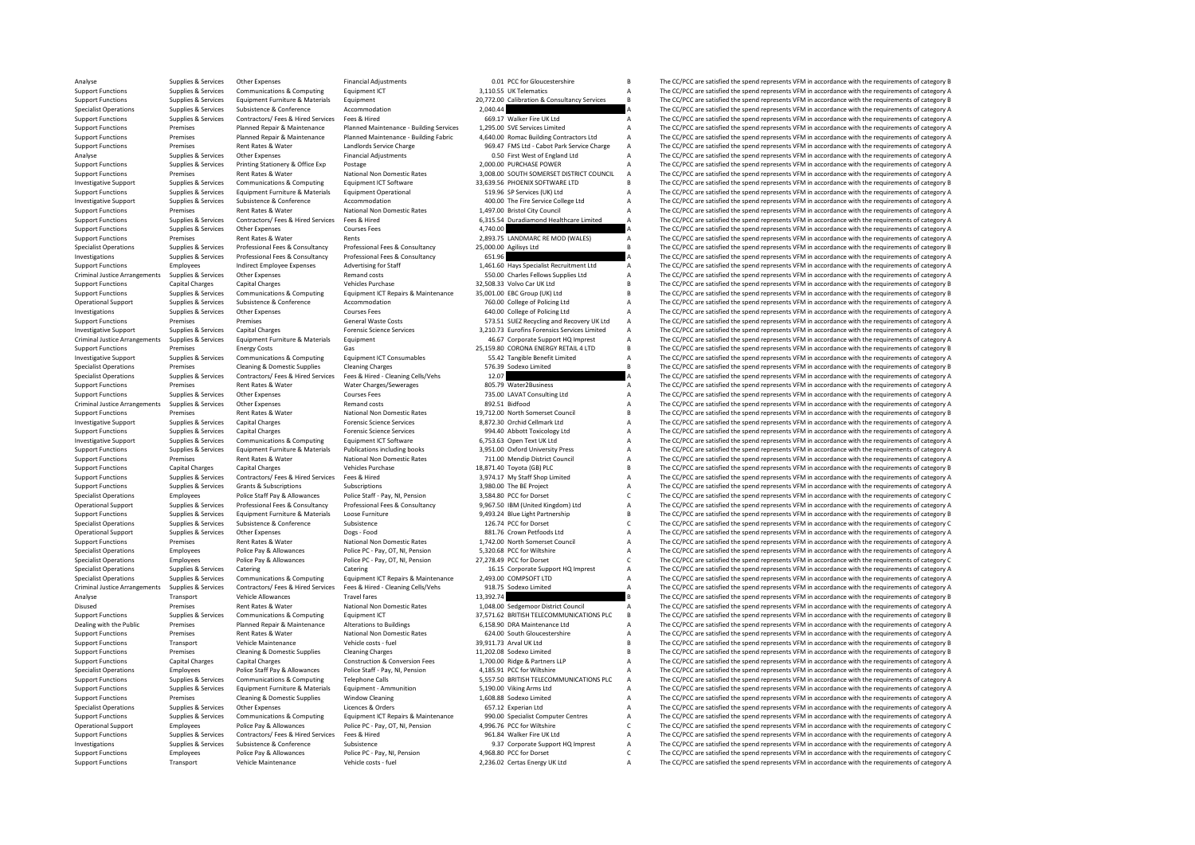| | | | | | | | |
|---|---|---|---|---|---|---|---|
| Analyse | Supplies & Services | Other Expenses | Financial Adjustments | 0.01 | PCC for Gloucestershire | B | The CC/PCC are satisfied the spend represents VFM in accordance with the requirements of category B |
| Support Functions | Supplies & Services | Communications & Computing | Equipment ICT | 3,110.55 | UK Telematics | A | The CC/PCC are satisfied the spend represents VFM in accordance with the requirements of category A |
| Support Functions | Supplies & Services | Equipment Furniture & Materials | Equipment | 20,772.00 | Calibration & Consultancy Services | B | The CC/PCC are satisfied the spend represents VFM in accordance with the requirements of category B |
| Specialist Operations | Supplies & Services | Subsistence & Conference | Accommodation | 2,040.44 | | A | The CC/PCC are satisfied the spend represents VFM in accordance with the requirements of category A |
| Support Functions | Supplies & Services | Contractors/ Fees & Hired Services | Fees & Hired | 669.17 | Walker Fire UK Ltd | A | The CC/PCC are satisfied the spend represents VFM in accordance with the requirements of category A |
| Support Functions | Premises | Planned Repair & Maintenance | Planned Maintenance - Building Services | 1,295.00 | SVE Services Limited | A | The CC/PCC are satisfied the spend represents VFM in accordance with the requirements of category A |
| Support Functions | Premises | Planned Repair & Maintenance | Planned Maintenance - Building Fabric | 4,640.00 | Romac Building Contractors Ltd | A | The CC/PCC are satisfied the spend represents VFM in accordance with the requirements of category A |
| Support Functions | Premises | Rent Rates & Water | Landlords Service Charge | 969.47 | FMS Ltd - Cabot Park Service Charge | A | The CC/PCC are satisfied the spend represents VFM in accordance with the requirements of category A |
| Analyse | Supplies & Services | Other Expenses | Financial Adjustments | 0.50 | First West of England Ltd | A | The CC/PCC are satisfied the spend represents VFM in accordance with the requirements of category A |
| Support Functions | Supplies & Services | Printing Stationery & Office Exp | Postage | 2,000.00 | PURCHASE POWER | A | The CC/PCC are satisfied the spend represents VFM in accordance with the requirements of category A |
| Support Functions | Premises | Rent Rates & Water | National Non Domestic Rates | 3,008.00 | SOUTH SOMERSET DISTRICT COUNCIL | A | The CC/PCC are satisfied the spend represents VFM in accordance with the requirements of category A |
| Investigative Support | Supplies & Services | Communications & Computing | Equipment ICT Software | 33,639.56 | PHOENIX SOFTWARE LTD | B | The CC/PCC are satisfied the spend represents VFM in accordance with the requirements of category B |
| Support Functions | Supplies & Services | Equipment Furniture & Materials | Equipment Operational | 519.96 | SP Services (UK) Ltd | A | The CC/PCC are satisfied the spend represents VFM in accordance with the requirements of category A |
| Investigative Support | Supplies & Services | Subsistence & Conference | Accommodation | 400.00 | The Fire Service College Ltd | A | The CC/PCC are satisfied the spend represents VFM in accordance with the requirements of category A |
| Support Functions | Premises | Rent Rates & Water | National Non Domestic Rates | 1,497.00 | Bristol City Council | A | The CC/PCC are satisfied the spend represents VFM in accordance with the requirements of category A |
| Support Functions | Supplies & Services | Contractors/ Fees & Hired Services | Fees & Hired | 6,315.54 | Duradiamond Healthcare Limited | A | The CC/PCC are satisfied the spend represents VFM in accordance with the requirements of category A |
| Support Functions | Supplies & Services | Other Expenses | Courses Fees | 4,740.00 | | A | The CC/PCC are satisfied the spend represents VFM in accordance with the requirements of category A |
| Support Functions | Premises | Rent Rates & Water | Rents | 2,893.75 | LANDMARC RE MOD (WALES) | A | The CC/PCC are satisfied the spend represents VFM in accordance with the requirements of category A |
| Specialist Operations | Supplies & Services | Professional Fees & Consultancy | Professional Fees & Consultancy | 25,000.00 | Agilisys Ltd | B | The CC/PCC are satisfied the spend represents VFM in accordance with the requirements of category B |
| Investigations | Supplies & Services | Professional Fees & Consultancy | Professional Fees & Consultancy | 651.96 | | A | The CC/PCC are satisfied the spend represents VFM in accordance with the requirements of category A |
| Support Functions | Employees | Indirect Employee Expenses | Advertising for Staff | 1,461.60 | Hays Specialist Recruitment Ltd | A | The CC/PCC are satisfied the spend represents VFM in accordance with the requirements of category A |
| Criminal Justice Arrangements | Supplies & Services | Other Expenses | Remand costs | 550.00 | Charles Fellows Supplies Ltd | A | The CC/PCC are satisfied the spend represents VFM in accordance with the requirements of category A |
| Support Functions | Capital Charges | Capital Charges | Vehicles Purchase | 32,508.33 | Volvo Car UK Ltd | B | The CC/PCC are satisfied the spend represents VFM in accordance with the requirements of category B |
| Support Functions | Supplies & Services | Communications & Computing | Equipment ICT Repairs & Maintenance | 35,001.00 | EBC Group (UK) Ltd | B | The CC/PCC are satisfied the spend represents VFM in accordance with the requirements of category B |
| Operational Support | Supplies & Services | Subsistence & Conference | Accommodation | 760.00 | College of Policing Ltd | A | The CC/PCC are satisfied the spend represents VFM in accordance with the requirements of category A |
| Investigations | Supplies & Services | Other Expenses | Courses Fees | 640.00 | College of Policing Ltd | A | The CC/PCC are satisfied the spend represents VFM in accordance with the requirements of category A |
| Support Functions | Premises | Premises | General Waste Costs | 573.51 | SUEZ Recycling and Recovery UK Ltd | A | The CC/PCC are satisfied the spend represents VFM in accordance with the requirements of category A |
| Investigative Support | Supplies & Services | Capital Charges | Forensic Science Services | 3,210.73 | Eurofins Forensics Services Limited | A | The CC/PCC are satisfied the spend represents VFM in accordance with the requirements of category A |
| Criminal Justice Arrangements | Supplies & Services | Equipment Furniture & Materials | Equipment | 46.67 | Corporate Support HQ Imprest | A | The CC/PCC are satisfied the spend represents VFM in accordance with the requirements of category A |
| Support Functions | Premises | Energy Costs | Gas | 25,159.80 | CORONA ENERGY RETAIL 4 LTD | B | The CC/PCC are satisfied the spend represents VFM in accordance with the requirements of category B |
| Investigative Support | Supplies & Services | Communications & Computing | Equipment ICT Consumables | 55.42 | Tangible Benefit Limited | A | The CC/PCC are satisfied the spend represents VFM in accordance with the requirements of category A |
| Specialist Operations | Premises | Cleaning & Domestic Supplies | Cleaning Charges | 576.39 | Sodexo Limited | B | The CC/PCC are satisfied the spend represents VFM in accordance with the requirements of category B |
| Specialist Operations | Supplies & Services | Contractors/ Fees & Hired Services | Fees & Hired - Cleaning Cells/Vehs | 12.07 | | A | The CC/PCC are satisfied the spend represents VFM in accordance with the requirements of category A |
| Support Functions | Premises | Rent Rates & Water | Water Charges/Sewerages | 805.79 | Water2Business | A | The CC/PCC are satisfied the spend represents VFM in accordance with the requirements of category A |
| Support Functions | Supplies & Services | Other Expenses | Courses Fees | 735.00 | LAVAT Consulting Ltd | A | The CC/PCC are satisfied the spend represents VFM in accordance with the requirements of category A |
| Criminal Justice Arrangements | Supplies & Services | Other Expenses | Remand costs | 892.51 | Bidfood | A | The CC/PCC are satisfied the spend represents VFM in accordance with the requirements of category A |
| Support Functions | Premises | Rent Rates & Water | National Non Domestic Rates | 19,712.00 | North Somerset Council | B | The CC/PCC are satisfied the spend represents VFM in accordance with the requirements of category B |
| Investigative Support | Supplies & Services | Capital Charges | Forensic Science Services | 8,872.30 | Orchid Cellmark Ltd | A | The CC/PCC are satisfied the spend represents VFM in accordance with the requirements of category A |
| Support Functions | Supplies & Services | Capital Charges | Forensic Science Services | 994.40 | Abbott Toxicology Ltd | A | The CC/PCC are satisfied the spend represents VFM in accordance with the requirements of category A |
| Investigative Support | Supplies & Services | Communications & Computing | Equipment ICT Software | 6,753.63 | Open Text UK Ltd | A | The CC/PCC are satisfied the spend represents VFM in accordance with the requirements of category A |
| Support Functions | Supplies & Services | Equipment Furniture & Materials | Publications including books | 3,951.00 | Oxford University Press | A | The CC/PCC are satisfied the spend represents VFM in accordance with the requirements of category A |
| Support Functions | Premises | Rent Rates & Water | National Non Domestic Rates | 711.00 | Mendip District Council | A | The CC/PCC are satisfied the spend represents VFM in accordance with the requirements of category A |
| Support Functions | Capital Charges | Capital Charges | Vehicles Purchase | 18,871.40 | Toyota (GB) PLC | B | The CC/PCC are satisfied the spend represents VFM in accordance with the requirements of category B |
| Support Functions | Supplies & Services | Contractors/ Fees & Hired Services | Fees & Hired | 3,974.17 | My Staff Shop Limited | A | The CC/PCC are satisfied the spend represents VFM in accordance with the requirements of category A |
| Support Functions | Supplies & Services | Grants & Subscriptions | Subscriptions | 3,980.00 | The BE Project | A | The CC/PCC are satisfied the spend represents VFM in accordance with the requirements of category A |
| Specialist Operations | Employees | Police Staff Pay & Allowances | Police Staff - Pay, NI, Pension | 3,584.80 | PCC for Dorset | C | The CC/PCC are satisfied the spend represents VFM in accordance with the requirements of category C |
| Operational Support | Supplies & Services | Professional Fees & Consultancy | Professional Fees & Consultancy | 9,967.50 | IBM (United Kingdom) Ltd | A | The CC/PCC are satisfied the spend represents VFM in accordance with the requirements of category A |
| Support Functions | Supplies & Services | Equipment Furniture & Materials | Loose Furniture | 9,493.24 | Blue Light Partnership | B | The CC/PCC are satisfied the spend represents VFM in accordance with the requirements of category B |
| Specialist Operations | Supplies & Services | Subsistence & Conference | Subsistence | 126.74 | PCC for Dorset | C | The CC/PCC are satisfied the spend represents VFM in accordance with the requirements of category C |
| Operational Support | Supplies & Services | Other Expenses | Dogs - Food | 881.76 | Crown Petfoods Ltd | A | The CC/PCC are satisfied the spend represents VFM in accordance with the requirements of category A |
| Support Functions | Premises | Rent Rates & Water | National Non Domestic Rates | 1,742.00 | North Somerset Council | A | The CC/PCC are satisfied the spend represents VFM in accordance with the requirements of category A |
| Specialist Operations | Employees | Police Pay & Allowances | Police PC - Pay, OT, NI, Pension | 5,320.68 | PCC for Wiltshire | A | The CC/PCC are satisfied the spend represents VFM in accordance with the requirements of category A |
| Specialist Operations | Employees | Police Pay & Allowances | Police PC - Pay, OT, NI, Pension | 27,278.49 | PCC for Dorset | C | The CC/PCC are satisfied the spend represents VFM in accordance with the requirements of category C |
| Specialist Operations | Supplies & Services | Catering | Catering | 16.15 | Corporate Support HQ Imprest | A | The CC/PCC are satisfied the spend represents VFM in accordance with the requirements of category A |
| Specialist Operations | Supplies & Services | Communications & Computing | Equipment ICT Repairs & Maintenance | 2,493.00 | COMPSOFT LTD | A | The CC/PCC are satisfied the spend represents VFM in accordance with the requirements of category A |
| Criminal Justice Arrangements | Supplies & Services | Contractors/ Fees & Hired Services | Fees & Hired - Cleaning Cells/Vehs | 918.75 | Sodexo Limited | A | The CC/PCC are satisfied the spend represents VFM in accordance with the requirements of category A |
| Analyse | Transport | Vehicle Allowances | Travel fares | 13,392.74 | | B | The CC/PCC are satisfied the spend represents VFM in accordance with the requirements of category B |
| Disused | Premises | Rent Rates & Water | National Non Domestic Rates | 1,048.00 | Sedgemoor District Council | A | The CC/PCC are satisfied the spend represents VFM in accordance with the requirements of category A |
| Support Functions | Supplies & Services | Communications & Computing | Equipment ICT | 37,571.62 | BRITISH TELECOMMUNICATIONS PLC | B | The CC/PCC are satisfied the spend represents VFM in accordance with the requirements of category B |
| Dealing with the Public | Premises | Planned Repair & Maintenance | Alterations to Buildings | 6,158.90 | DRA Maintenance Ltd | A | The CC/PCC are satisfied the spend represents VFM in accordance with the requirements of category A |
| Support Functions | Premises | Rent Rates & Water | National Non Domestic Rates | 624.00 | South Gloucestershire | A | The CC/PCC are satisfied the spend represents VFM in accordance with the requirements of category A |
| Support Functions | Transport | Vehicle Maintenance | Vehicle costs - fuel | 39,911.73 | Arval UK Ltd | B | The CC/PCC are satisfied the spend represents VFM in accordance with the requirements of category B |
| Support Functions | Premises | Cleaning & Domestic Supplies | Cleaning Charges | 11,202.08 | Sodexo Limited | B | The CC/PCC are satisfied the spend represents VFM in accordance with the requirements of category B |
| Support Functions | Capital Charges | Capital Charges | Construction & Conversion Fees | 1,700.00 | Ridge & Partners LLP | A | The CC/PCC are satisfied the spend represents VFM in accordance with the requirements of category A |
| Specialist Operations | Employees | Police Staff Pay & Allowances | Police Staff - Pay, NI, Pension | 4,185.91 | PCC for Wiltshire | A | The CC/PCC are satisfied the spend represents VFM in accordance with the requirements of category A |
| Support Functions | Supplies & Services | Communications & Computing | Telephone Calls | 5,557.50 | BRITISH TELECOMMUNICATIONS PLC | A | The CC/PCC are satisfied the spend represents VFM in accordance with the requirements of category A |
| Support Functions | Supplies & Services | Equipment Furniture & Materials | Equipment - Ammunition | 5,190.00 | Viking Arms Ltd | A | The CC/PCC are satisfied the spend represents VFM in accordance with the requirements of category A |
| Support Functions | Premises | Cleaning & Domestic Supplies | Window Cleaning | 1,608.88 | Sodexo Limited | A | The CC/PCC are satisfied the spend represents VFM in accordance with the requirements of category A |
| Specialist Operations | Supplies & Services | Other Expenses | Licences & Orders | 657.12 | Experian Ltd | A | The CC/PCC are satisfied the spend represents VFM in accordance with the requirements of category A |
| Support Functions | Supplies & Services | Communications & Computing | Equipment ICT Repairs & Maintenance | 990.00 | Specialist Computer Centres | A | The CC/PCC are satisfied the spend represents VFM in accordance with the requirements of category A |
| Operational Support | Employees | Police Pay & Allowances | Police PC - Pay, OT, NI, Pension | 4,996.76 | PCC for Wiltshire | C | The CC/PCC are satisfied the spend represents VFM in accordance with the requirements of category C |
| Support Functions | Supplies & Services | Contractors/ Fees & Hired Services | Fees & Hired | 961.84 | Walker Fire UK Ltd | A | The CC/PCC are satisfied the spend represents VFM in accordance with the requirements of category A |
| Investigations | Supplies & Services | Subsistence & Conference | Subsistence | 9.37 | Corporate Support HQ Imprest | A | The CC/PCC are satisfied the spend represents VFM in accordance with the requirements of category A |
| Support Functions | Employees | Police Pay & Allowances | Police PC - Pay, NI, Pension | 4,968.80 | PCC for Dorset | C | The CC/PCC are satisfied the spend represents VFM in accordance with the requirements of category C |
| Support Functions | Transport | Vehicle Maintenance | Vehicle costs - fuel | 2,236.02 | Certas Energy UK Ltd | A | The CC/PCC are satisfied the spend represents VFM in accordance with the requirements of category A |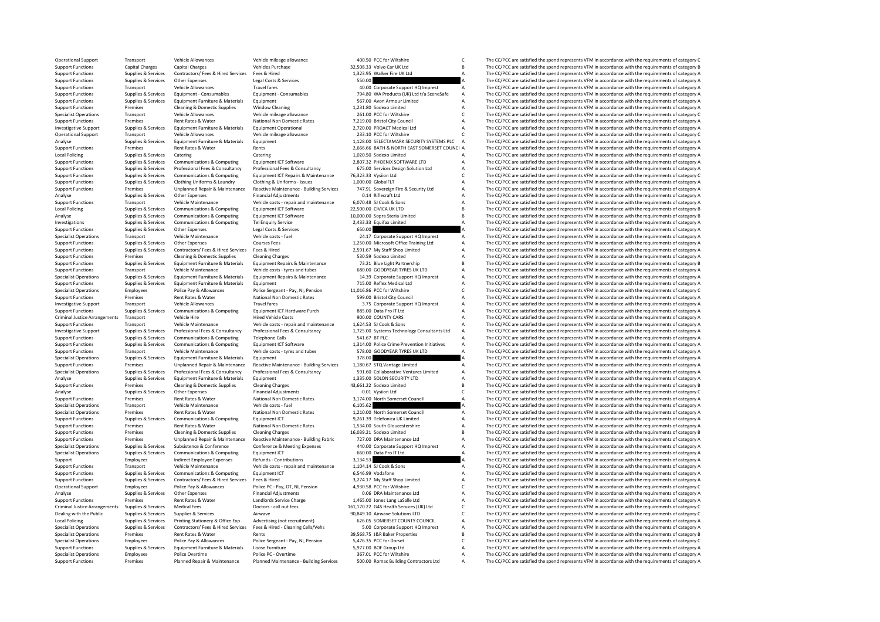| | | | | | | | |
|---|---|---|---|---|---|---|---|
| Operational Support | Transport | Vehicle Allowances | Vehicle mileage allowance | 400.50 | PCC for Wiltshire | C | The CC/PCC are satisfied the spend represents VFM in accordance with the requirements of category C |
| Support Functions | Capital Charges | Capital Charges | Vehicles Purchase | 32,508.33 | Volvo Car UK Ltd | B | The CC/PCC are satisfied the spend represents VFM in accordance with the requirements of category B |
| Support Functions | Supplies & Services | Contractors/ Fees & Hired Services | Fees & Hired | 1,323.95 | Walker Fire UK Ltd | A | The CC/PCC are satisfied the spend represents VFM in accordance with the requirements of category A |
| Support Functions | Supplies & Services | Other Expenses | Legal Costs & Services | 550.00 | | A | The CC/PCC are satisfied the spend represents VFM in accordance with the requirements of category A |
| Support Functions | Transport | Vehicle Allowances | Travel fares | 40.00 | Corporate Support HQ Imprest | A | The CC/PCC are satisfied the spend represents VFM in accordance with the requirements of category A |
| Support Functions | Supplies & Services | Equipment - Consumables | Equipment - Consumables | 794.80 | WA Products (UK) Ltd t/a SceneSafe | A | The CC/PCC are satisfied the spend represents VFM in accordance with the requirements of category A |
| Support Functions | Supplies & Services | Equipment Furniture & Materials | Equipment | 567.00 | Avon Armour Limited | A | The CC/PCC are satisfied the spend represents VFM in accordance with the requirements of category A |
| Support Functions | Premises | Cleaning & Domestic Supplies | Window Cleaning | 1,231.80 | Sodexo Limited | A | The CC/PCC are satisfied the spend represents VFM in accordance with the requirements of category A |
| Specialist Operations | Transport | Vehicle Allowances | Vehicle mileage allowance | 261.00 | PCC for Wiltshire | C | The CC/PCC are satisfied the spend represents VFM in accordance with the requirements of category C |
| Support Functions | Premises | Rent Rates & Water | National Non Domestic Rates | 7,219.00 | Bristol City Council | A | The CC/PCC are satisfied the spend represents VFM in accordance with the requirements of category A |
| Investigative Support | Supplies & Services | Equipment Furniture & Materials | Equipment Operational | 2,720.00 | PROACT Medical Ltd | A | The CC/PCC are satisfied the spend represents VFM in accordance with the requirements of category A |
| Operational Support | Transport | Vehicle Allowances | Vehicle mileage allowance | 233.10 | PCC for Wiltshire | C | The CC/PCC are satisfied the spend represents VFM in accordance with the requirements of category C |
| Analyse | Supplies & Services | Equipment Furniture & Materials | Equipment | 1,128.00 | SELECTAMARK SECURITY SYSTEMS PLC | A | The CC/PCC are satisfied the spend represents VFM in accordance with the requirements of category A |
| Support Functions | Premises | Rent Rates & Water | Rents | 2,666.66 | BATH & NORTH EAST SOMERSET COUNCIL | A | The CC/PCC are satisfied the spend represents VFM in accordance with the requirements of category A |
| Local Policing | Supplies & Services | Catering | Catering | 1,020.50 | Sodexo Limited | A | The CC/PCC are satisfied the spend represents VFM in accordance with the requirements of category A |
| Support Functions | Supplies & Services | Communications & Computing | Equipment ICT Software | 2,807.32 | PHOENIX SOFTWARE LTD | A | The CC/PCC are satisfied the spend represents VFM in accordance with the requirements of category A |
| Support Functions | Supplies & Services | Professional Fees & Consultancy | Professional Fees & Consultancy | 675.00 | Services Design Solution Ltd | A | The CC/PCC are satisfied the spend represents VFM in accordance with the requirements of category A |
| Support Functions | Supplies & Services | Communications & Computing | Equipment ICT Repairs & Maintenance | 76,323.33 | Vysiion Ltd | C | The CC/PCC are satisfied the spend represents VFM in accordance with the requirements of category C |
| Support Functions | Supplies & Services | Clothing Uniforms & Laundry | Clothing & Uniforms - Issues | 1,000.00 | GlobalFLT | A | The CC/PCC are satisfied the spend represents VFM in accordance with the requirements of category A |
| Support Functions | Premises | Unplanned Repair & Maintenance | Reactive Maintenance - Building Services | 747.91 | Sovereign Fire & Security Ltd | A | The CC/PCC are satisfied the spend represents VFM in accordance with the requirements of category A |
| Analyse | Supplies & Services | Other Expenses | Financial Adjustments | 0.14 | Riflecraft Ltd | A | The CC/PCC are satisfied the spend represents VFM in accordance with the requirements of category A |
| Support Functions | Transport | Vehicle Maintenance | Vehicle costs - repair and maintenance | 6,070.48 | SJ Cook & Sons | A | The CC/PCC are satisfied the spend represents VFM in accordance with the requirements of category A |
| Local Policing | Supplies & Services | Communications & Computing | Equipment ICT Software | 22,500.00 | CIVICA UK LTD | B | The CC/PCC are satisfied the spend represents VFM in accordance with the requirements of category B |
| Analyse | Supplies & Services | Communications & Computing | Equipment ICT Software | 10,000.00 | Sopra Steria Limited | B | The CC/PCC are satisfied the spend represents VFM in accordance with the requirements of category B |
| Investigations | Supplies & Services | Communications & Computing | Tel Enquiry Service | 2,433.33 | Equifax Limited | A | The CC/PCC are satisfied the spend represents VFM in accordance with the requirements of category A |
| Support Functions | Supplies & Services | Other Expenses | Legal Costs & Services | 650.00 | | A | The CC/PCC are satisfied the spend represents VFM in accordance with the requirements of category A |
| Specialist Operations | Transport | Vehicle Maintenance | Vehicle costs - fuel | 24.17 | Corporate Support HQ Imprest | A | The CC/PCC are satisfied the spend represents VFM in accordance with the requirements of category A |
| Support Functions | Supplies & Services | Other Expenses | Courses Fees | 1,250.00 | Microsoft Office Training Ltd | A | The CC/PCC are satisfied the spend represents VFM in accordance with the requirements of category A |
| Support Functions | Supplies & Services | Contractors/ Fees & Hired Services | Fees & Hired | 2,591.67 | My Staff Shop Limited | A | The CC/PCC are satisfied the spend represents VFM in accordance with the requirements of category A |
| Support Functions | Premises | Cleaning & Domestic Supplies | Cleaning Charges | 530.59 | Sodexo Limited | A | The CC/PCC are satisfied the spend represents VFM in accordance with the requirements of category A |
| Support Functions | Supplies & Services | Equipment Furniture & Materials | Equipment Repairs & Maintenance | 73.21 | Blue Light Partnership | B | The CC/PCC are satisfied the spend represents VFM in accordance with the requirements of category B |
| Support Functions | Transport | Vehicle Maintenance | Vehicle costs - tyres and tubes | 680.00 | GOODYEAR TYRES UK LTD | A | The CC/PCC are satisfied the spend represents VFM in accordance with the requirements of category A |
| Specialist Operations | Supplies & Services | Equipment Furniture & Materials | Equipment Repairs & Maintenance | 14.39 | Corporate Support HQ Imprest | A | The CC/PCC are satisfied the spend represents VFM in accordance with the requirements of category A |
| Support Functions | Supplies & Services | Equipment Furniture & Materials | Equipment | 715.00 | Reflex Medical Ltd | A | The CC/PCC are satisfied the spend represents VFM in accordance with the requirements of category A |
| Specialist Operations | Employees | Police Pay & Allowances | Police Sergeant - Pay, NI, Pension | 11,016.86 | PCC for Wiltshire | C | The CC/PCC are satisfied the spend represents VFM in accordance with the requirements of category C |
| Support Functions | Premises | Rent Rates & Water | National Non Domestic Rates | 599.00 | Bristol City Council | A | The CC/PCC are satisfied the spend represents VFM in accordance with the requirements of category A |
| Investigative Support | Transport | Vehicle Allowances | Travel fares | 3.75 | Corporate Support HQ Imprest | A | The CC/PCC are satisfied the spend represents VFM in accordance with the requirements of category A |
| Support Functions | Supplies & Services | Communications & Computing | Equipment ICT Hardware Purch | 885.00 | Data Pro IT Ltd | A | The CC/PCC are satisfied the spend represents VFM in accordance with the requirements of category A |
| Criminal Justice Arrangements | Transport | Vehicle Hire | Hired Vehicle Costs | 900.00 | COUNTY CARS | A | The CC/PCC are satisfied the spend represents VFM in accordance with the requirements of category A |
| Support Functions | Transport | Vehicle Maintenance | Vehicle costs - repair and maintenance | 1,624.53 | SJ Cook & Sons | A | The CC/PCC are satisfied the spend represents VFM in accordance with the requirements of category A |
| Investigative Support | Supplies & Services | Professional Fees & Consultancy | Professional Fees & Consultancy | 1,725.00 | Systems Technology Consultants Ltd | A | The CC/PCC are satisfied the spend represents VFM in accordance with the requirements of category A |
| Support Functions | Supplies & Services | Communications & Computing | Telephone Calls | 541.67 | BT PLC | A | The CC/PCC are satisfied the spend represents VFM in accordance with the requirements of category A |
| Support Functions | Supplies & Services | Communications & Computing | Equipment ICT Software | 1,314.00 | Police Crime Prevention Initiatives | A | The CC/PCC are satisfied the spend represents VFM in accordance with the requirements of category A |
| Support Functions | Transport | Vehicle Maintenance | Vehicle costs - tyres and tubes | 578.00 | GOODYEAR TYRES UK LTD | A | The CC/PCC are satisfied the spend represents VFM in accordance with the requirements of category A |
| Specialist Operations | Supplies & Services | Equipment Furniture & Materials | Equipment | 378.00 | | A | The CC/PCC are satisfied the spend represents VFM in accordance with the requirements of category A |
| Support Functions | Premises | Unplanned Repair & Maintenance | Reactive Maintenance - Building Services | 1,180.67 | STQ Vantage Limited | A | The CC/PCC are satisfied the spend represents VFM in accordance with the requirements of category A |
| Specialist Operations | Supplies & Services | Professional Fees & Consultancy | Professional Fees & Consultancy | 591.60 | Collaborative Ventures Limited | A | The CC/PCC are satisfied the spend represents VFM in accordance with the requirements of category A |
| Analyse | Supplies & Services | Equipment Furniture & Materials | Equipment | 1,335.00 | SOLON SECURITY LTD | A | The CC/PCC are satisfied the spend represents VFM in accordance with the requirements of category A |
| Support Functions | Premises | Cleaning & Domestic Supplies | Cleaning Charges | 43,661.22 | Sodexo Limited | B | The CC/PCC are satisfied the spend represents VFM in accordance with the requirements of category B |
| Analyse | Supplies & Services | Other Expenses | Financial Adjustments | -0.01 | Vysiion Ltd | C | The CC/PCC are satisfied the spend represents VFM in accordance with the requirements of category C |
| Support Functions | Premises | Rent Rates & Water | National Non Domestic Rates | 3,174.00 | North Somerset Council | A | The CC/PCC are satisfied the spend represents VFM in accordance with the requirements of category A |
| Specialist Operations | Transport | Vehicle Maintenance | Vehicle costs - fuel | 6,105.62 | | A | The CC/PCC are satisfied the spend represents VFM in accordance with the requirements of category A |
| Specialist Operations | Premises | Rent Rates & Water | National Non Domestic Rates | 1,210.00 | North Somerset Council | A | The CC/PCC are satisfied the spend represents VFM in accordance with the requirements of category A |
| Support Functions | Supplies & Services | Communications & Computing | Equipment ICT | 9,261.39 | Telefonica UK Limited | A | The CC/PCC are satisfied the spend represents VFM in accordance with the requirements of category A |
| Support Functions | Premises | Rent Rates & Water | National Non Domestic Rates | 1,534.00 | South Gloucestershire | A | The CC/PCC are satisfied the spend represents VFM in accordance with the requirements of category A |
| Support Functions | Premises | Cleaning & Domestic Supplies | Cleaning Charges | 16,039.21 | Sodexo Limited | B | The CC/PCC are satisfied the spend represents VFM in accordance with the requirements of category B |
| Support Functions | Premises | Unplanned Repair & Maintenance | Reactive Maintenance - Building Fabric | 727.00 | DRA Maintenance Ltd | A | The CC/PCC are satisfied the spend represents VFM in accordance with the requirements of category A |
| Specialist Operations | Supplies & Services | Subsistence & Conference | Conference & Meeting Expenses | 440.00 | Corporate Support HQ Imprest | A | The CC/PCC are satisfied the spend represents VFM in accordance with the requirements of category A |
| Specialist Operations | Supplies & Services | Communications & Computing | Equipment ICT | 660.00 | Data Pro IT Ltd | A | The CC/PCC are satisfied the spend represents VFM in accordance with the requirements of category A |
| Support | Employees | Indirect Employee Expenses | Refunds - Contributions | 3,134.53 | | A | The CC/PCC are satisfied the spend represents VFM in accordance with the requirements of category A |
| Support Functions | Transport | Vehicle Maintenance | Vehicle costs - repair and maintenance | 1,104.14 | SJ Cook & Sons | A | The CC/PCC are satisfied the spend represents VFM in accordance with the requirements of category A |
| Support Functions | Supplies & Services | Communications & Computing | Equipment ICT | 6,546.99 | Vodafone | A | The CC/PCC are satisfied the spend represents VFM in accordance with the requirements of category A |
| Support Functions | Supplies & Services | Contractors/ Fees & Hired Services | Fees & Hired | 3,274.17 | My Staff Shop Limited | A | The CC/PCC are satisfied the spend represents VFM in accordance with the requirements of category A |
| Operational Support | Employees | Police Pay & Allowances | Police PC - Pay, OT, NI, Pension | 4,930.58 | PCC for Wiltshire | C | The CC/PCC are satisfied the spend represents VFM in accordance with the requirements of category C |
| Analyse | Supplies & Services | Other Expenses | Financial Adjustments | 0.06 | DRA Maintenance Ltd | A | The CC/PCC are satisfied the spend represents VFM in accordance with the requirements of category A |
| Support Functions | Premises | Rent Rates & Water | Landlords Service Charge | 1,465.00 | Jones Lang LaSalle Ltd | A | The CC/PCC are satisfied the spend represents VFM in accordance with the requirements of category A |
| Criminal Justice Arrangements | Supplies & Services | Medical Fees | Doctors - call out fees | 161,170.22 | G4S Health Services (UK) Ltd | C | The CC/PCC are satisfied the spend represents VFM in accordance with the requirements of category C |
| Dealing with the Public | Supplies & Services | Supplies & Services | Airwave | 90,849.10 | Airwave Solutions LTD | C | The CC/PCC are satisfied the spend represents VFM in accordance with the requirements of category C |
| Local Policing | Supplies & Services | Printing Stationery & Office Exp | Advertising (not recruitment) | 626.05 | SOMERSET COUNTY COUNCIL | A | The CC/PCC are satisfied the spend represents VFM in accordance with the requirements of category A |
| Specialist Operations | Supplies & Services | Contractors/ Fees & Hired Services | Fees & Hired - Cleaning Cells/Vehs | 5.00 | Corporate Support HQ Imprest | A | The CC/PCC are satisfied the spend represents VFM in accordance with the requirements of category A |
| Specialist Operations | Premises | Rent Rates & Water | Rents | 39,568.75 | J&R Baker Properties | B | The CC/PCC are satisfied the spend represents VFM in accordance with the requirements of category B |
| Specialist Operations | Employees | Police Pay & Allowances | Police Sergeant - Pay, NI, Pension | 5,476.35 | PCC for Dorset | C | The CC/PCC are satisfied the spend represents VFM in accordance with the requirements of category C |
| Support Functions | Supplies & Services | Equipment Furniture & Materials | Loose Furniture | 5,977.00 | BOF Group Ltd | A | The CC/PCC are satisfied the spend represents VFM in accordance with the requirements of category A |
| Specialist Operations | Employees | Police Overtime | Police PC - Overtime | 367.01 | PCC for Wiltshire | A | The CC/PCC are satisfied the spend represents VFM in accordance with the requirements of category A |
| Support Functions | Premises | Planned Repair & Maintenance | Planned Maintenance - Building Services | 500.00 | Romac Building Contractors Ltd | A | The CC/PCC are satisfied the spend represents VFM in accordance with the requirements of category A |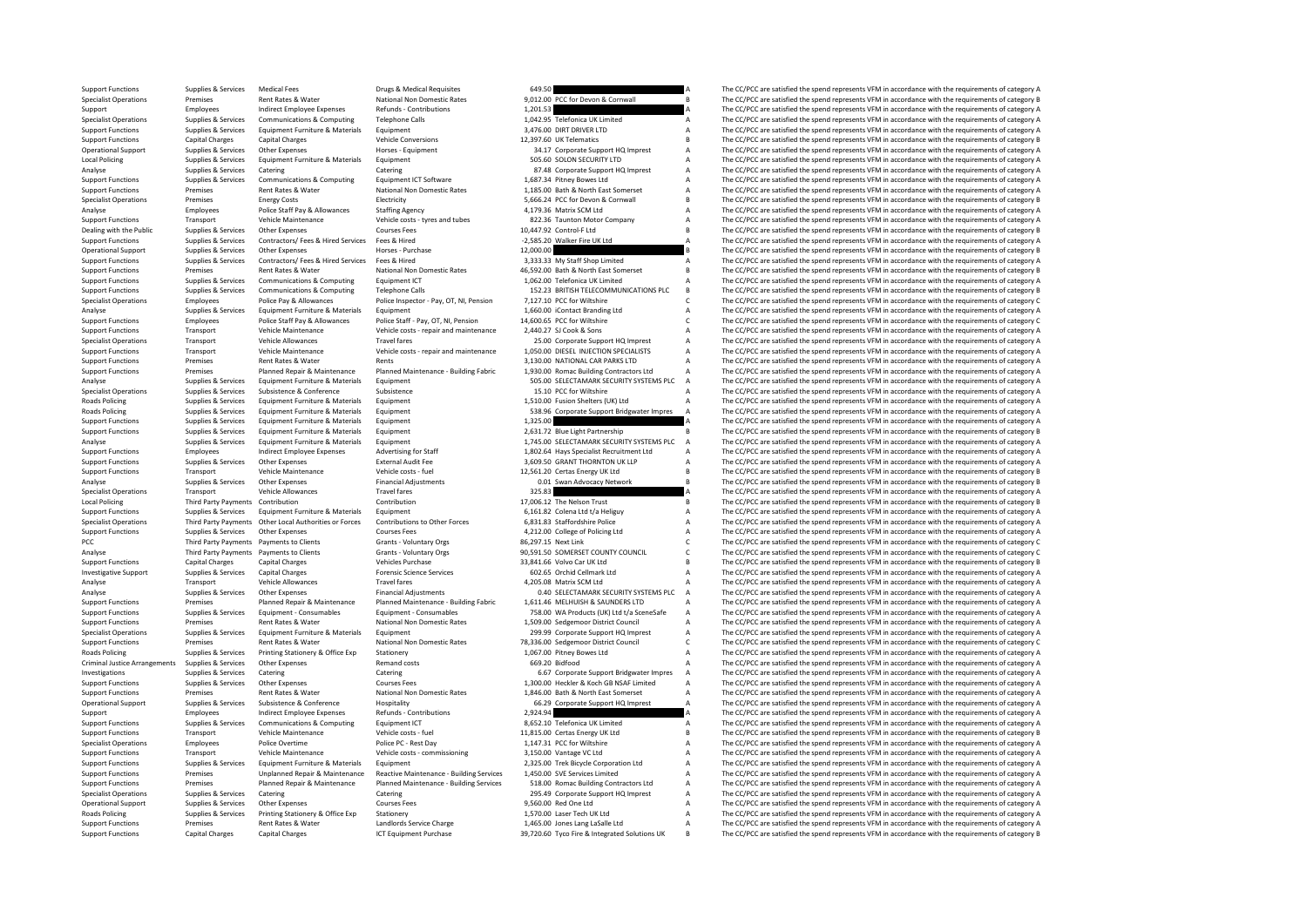| | | | | | | | |
|---|---|---|---|---|---|---|---|
| Support Functions | Supplies & Services | Medical Fees | Drugs & Medical Requisites | 649.50 | | A | The CC/PCC are satisfied the spend represents VFM in accordance with the requirements of category A |
| Specialist Operations | Premises | Rent Rates & Water | National Non Domestic Rates | 9,012.00 | PCC for Devon & Cornwall | B | The CC/PCC are satisfied the spend represents VFM in accordance with the requirements of category B |
| Support | Employees | Indirect Employee Expenses | Refunds - Contributions | 1,201.53 | | A | The CC/PCC are satisfied the spend represents VFM in accordance with the requirements of category A |
| Specialist Operations | Supplies & Services | Communications & Computing | Telephone Calls | 1,042.95 | Telefonica UK Limited | A | The CC/PCC are satisfied the spend represents VFM in accordance with the requirements of category A |
| Support Functions | Supplies & Services | Equipment Furniture & Materials | Equipment | 3,476.00 | DIRT DRIVER LTD | A | The CC/PCC are satisfied the spend represents VFM in accordance with the requirements of category A |
| Support Functions | Capital Charges | Capital Charges | Vehicle Conversions | 12,397.60 | UK Telematics | B | The CC/PCC are satisfied the spend represents VFM in accordance with the requirements of category B |
| Operational Support | Supplies & Services | Other Expenses | Horses - Equipment | 34.17 | Corporate Support HQ Imprest | A | The CC/PCC are satisfied the spend represents VFM in accordance with the requirements of category A |
| Local Policing | Supplies & Services | Equipment Furniture & Materials | Equipment | 505.60 | SOLON SECURITY LTD | A | The CC/PCC are satisfied the spend represents VFM in accordance with the requirements of category A |
| Analyse | Supplies & Services | Catering | Catering | 87.48 | Corporate Support HQ Imprest | A | The CC/PCC are satisfied the spend represents VFM in accordance with the requirements of category A |
| Support Functions | Supplies & Services | Communications & Computing | Equipment ICT Software | 1,687.34 | Pitney Bowes Ltd | A | The CC/PCC are satisfied the spend represents VFM in accordance with the requirements of category A |
| Support Functions | Premises | Rent Rates & Water | National Non Domestic Rates | 1,185.00 | Bath & North East Somerset | A | The CC/PCC are satisfied the spend represents VFM in accordance with the requirements of category A |
| Specialist Operations | Premises | Energy Costs | Electricity | 5,666.24 | PCC for Devon & Cornwall | B | The CC/PCC are satisfied the spend represents VFM in accordance with the requirements of category B |
| Analyse | Employees | Police Staff Pay & Allowances | Staffing Agency | 4,179.36 | Matrix SCM Ltd | A | The CC/PCC are satisfied the spend represents VFM in accordance with the requirements of category A |
| Support Functions | Transport | Vehicle Maintenance | Vehicle costs - tyres and tubes | 822.36 | Taunton Motor Company | A | The CC/PCC are satisfied the spend represents VFM in accordance with the requirements of category A |
| Dealing with the Public | Supplies & Services | Other Expenses | Courses Fees | 10,447.92 | Control-F Ltd | B | The CC/PCC are satisfied the spend represents VFM in accordance with the requirements of category B |
| Support Functions | Supplies & Services | Contractors/ Fees & Hired Services | Fees & Hired | -2,585.20 | Walker Fire UK Ltd | A | The CC/PCC are satisfied the spend represents VFM in accordance with the requirements of category A |
| Operational Support | Supplies & Services | Other Expenses | Horses - Purchase | 12,000.00 | | B | The CC/PCC are satisfied the spend represents VFM in accordance with the requirements of category B |
| Support Functions | Supplies & Services | Contractors/ Fees & Hired Services | Fees & Hired | 3,333.33 | My Staff Shop Limited | A | The CC/PCC are satisfied the spend represents VFM in accordance with the requirements of category A |
| Support Functions | Premises | Rent Rates & Water | National Non Domestic Rates | 46,592.00 | Bath & North East Somerset | B | The CC/PCC are satisfied the spend represents VFM in accordance with the requirements of category B |
| Support Functions | Supplies & Services | Communications & Computing | Equipment ICT | 1,062.00 | Telefonica UK Limited | A | The CC/PCC are satisfied the spend represents VFM in accordance with the requirements of category A |
| Support Functions | Supplies & Services | Communications & Computing | Telephone Calls | 152.23 | BRITISH TELECOMMUNICATIONS PLC | B | The CC/PCC are satisfied the spend represents VFM in accordance with the requirements of category B |
| Specialist Operations | Employees | Police Pay & Allowances | Police Inspector - Pay, OT, NI, Pension | 7,127.10 | PCC for Wiltshire | C | The CC/PCC are satisfied the spend represents VFM in accordance with the requirements of category C |
| Analyse | Supplies & Services | Equipment Furniture & Materials | Equipment | 1,660.00 | iContact Branding Ltd | A | The CC/PCC are satisfied the spend represents VFM in accordance with the requirements of category A |
| Support Functions | Employees | Police Staff Pay & Allowances | Police Staff - Pay, OT, NI, Pension | 14,600.65 | PCC for Wiltshire | C | The CC/PCC are satisfied the spend represents VFM in accordance with the requirements of category C |
| Support Functions | Transport | Vehicle Maintenance | Vehicle costs - repair and maintenance | 2,440.27 | SJ Cook & Sons | A | The CC/PCC are satisfied the spend represents VFM in accordance with the requirements of category A |
| Specialist Operations | Transport | Vehicle Allowances | Travel fares | 25.00 | Corporate Support HQ Imprest | A | The CC/PCC are satisfied the spend represents VFM in accordance with the requirements of category A |
| Support Functions | Transport | Vehicle Maintenance | Vehicle costs - repair and maintenance | 1,050.00 | DIESEL INJECTION SPECIALISTS | A | The CC/PCC are satisfied the spend represents VFM in accordance with the requirements of category A |
| Support Functions | Premises | Rent Rates & Water | Rents | 3,130.00 | NATIONAL CAR PARKS LTD | A | The CC/PCC are satisfied the spend represents VFM in accordance with the requirements of category A |
| Support Functions | Premises | Planned Repair & Maintenance | Planned Maintenance - Building Fabric | 1,930.00 | Romac Building Contractors Ltd | A | The CC/PCC are satisfied the spend represents VFM in accordance with the requirements of category A |
| Analyse | Supplies & Services | Equipment Furniture & Materials | Equipment | 505.00 | SELECTAMARK SECURITY SYSTEMS PLC | A | The CC/PCC are satisfied the spend represents VFM in accordance with the requirements of category A |
| Specialist Operations | Supplies & Services | Subsistence & Conference | Subsistence | 15.10 | PCC for Wiltshire | A | The CC/PCC are satisfied the spend represents VFM in accordance with the requirements of category A |
| Roads Policing | Supplies & Services | Equipment Furniture & Materials | Equipment | 1,510.00 | Fusion Shelters (UK) Ltd | A | The CC/PCC are satisfied the spend represents VFM in accordance with the requirements of category A |
| Roads Policing | Supplies & Services | Equipment Furniture & Materials | Equipment | 538.96 | Corporate Support Bridgwater Impres | A | The CC/PCC are satisfied the spend represents VFM in accordance with the requirements of category A |
| Support Functions | Supplies & Services | Equipment Furniture & Materials | Equipment | 1,325.00 | | A | The CC/PCC are satisfied the spend represents VFM in accordance with the requirements of category A |
| Support Functions | Supplies & Services | Equipment Furniture & Materials | Equipment | 2,631.72 | Blue Light Partnership | B | The CC/PCC are satisfied the spend represents VFM in accordance with the requirements of category B |
| Analyse | Supplies & Services | Equipment Furniture & Materials | Equipment | 1,745.00 | SELECTAMARK SECURITY SYSTEMS PLC | A | The CC/PCC are satisfied the spend represents VFM in accordance with the requirements of category A |
| Support Functions | Employees | Indirect Employee Expenses | Advertising for Staff | 1,802.64 | Hays Specialist Recruitment Ltd | A | The CC/PCC are satisfied the spend represents VFM in accordance with the requirements of category A |
| Support Functions | Supplies & Services | Other Expenses | External Audit Fee | 3,609.50 | GRANT THORNTON UK LLP | A | The CC/PCC are satisfied the spend represents VFM in accordance with the requirements of category A |
| Support Functions | Transport | Vehicle Maintenance | Vehicle costs - fuel | 12,561.20 | Certas Energy UK Ltd | B | The CC/PCC are satisfied the spend represents VFM in accordance with the requirements of category B |
| Analyse | Supplies & Services | Other Expenses | Financial Adjustments | 0.01 | Swan Advocacy Network | B | The CC/PCC are satisfied the spend represents VFM in accordance with the requirements of category B |
| Specialist Operations | Transport | Vehicle Allowances | Travel fares | 325.83 | | A | The CC/PCC are satisfied the spend represents VFM in accordance with the requirements of category A |
| Local Policing | Third Party Payments | Contribution | Contribution | 17,006.12 | The Nelson Trust | B | The CC/PCC are satisfied the spend represents VFM in accordance with the requirements of category B |
| Support Functions | Supplies & Services | Equipment Furniture & Materials | Equipment | 6,161.82 | Colena Ltd t/a Heliguy | A | The CC/PCC are satisfied the spend represents VFM in accordance with the requirements of category A |
| Specialist Operations | Third Party Payments | Other Local Authorities or Forces | Contributions to Other Forces | 6,831.83 | Staffordshire Police | A | The CC/PCC are satisfied the spend represents VFM in accordance with the requirements of category A |
| Support Functions | Supplies & Services | Other Expenses | Courses Fees | 4,212.00 | College of Policing Ltd | A | The CC/PCC are satisfied the spend represents VFM in accordance with the requirements of category A |
| PCC | Third Party Payments | Payments to Clients | Grants - Voluntary Orgs | 86,297.15 | Next Link | C | The CC/PCC are satisfied the spend represents VFM in accordance with the requirements of category C |
| Analyse | Third Party Payments | Payments to Clients | Grants - Voluntary Orgs | 90,591.50 | SOMERSET COUNTY COUNCIL | C | The CC/PCC are satisfied the spend represents VFM in accordance with the requirements of category C |
| Support Functions | Capital Charges | Capital Charges | Vehicles Purchase | 33,841.66 | Volvo Car UK Ltd | B | The CC/PCC are satisfied the spend represents VFM in accordance with the requirements of category B |
| Investigative Support | Supplies & Services | Capital Charges | Forensic Science Services | 602.65 | Orchid Cellmark Ltd | A | The CC/PCC are satisfied the spend represents VFM in accordance with the requirements of category A |
| Analyse | Transport | Vehicle Allowances | Travel fares | 4,205.08 | Matrix SCM Ltd | A | The CC/PCC are satisfied the spend represents VFM in accordance with the requirements of category A |
| Analyse | Supplies & Services | Other Expenses | Financial Adjustments | 0.40 | SELECTAMARK SECURITY SYSTEMS PLC | A | The CC/PCC are satisfied the spend represents VFM in accordance with the requirements of category A |
| Support Functions | Premises | Planned Repair & Maintenance | Planned Maintenance - Building Fabric | 1,611.46 | MELHUISH & SAUNDERS LTD | A | The CC/PCC are satisfied the spend represents VFM in accordance with the requirements of category A |
| Support Functions | Supplies & Services | Equipment - Consumables | Equipment - Consumables | 758.00 | WA Products (UK) Ltd t/a SceneSafe | A | The CC/PCC are satisfied the spend represents VFM in accordance with the requirements of category A |
| Support Functions | Premises | Rent Rates & Water | National Non Domestic Rates | 1,509.00 | Sedgemoor District Council | A | The CC/PCC are satisfied the spend represents VFM in accordance with the requirements of category A |
| Specialist Operations | Supplies & Services | Equipment Furniture & Materials | Equipment | 299.99 | Corporate Support HQ Imprest | A | The CC/PCC are satisfied the spend represents VFM in accordance with the requirements of category A |
| Support Functions | Premises | Rent Rates & Water | National Non Domestic Rates | 78,336.00 | Sedgemoor District Council | C | The CC/PCC are satisfied the spend represents VFM in accordance with the requirements of category C |
| Roads Policing | Supplies & Services | Printing Stationery & Office Exp | Stationery | 1,067.00 | Pitney Bowes Ltd | A | The CC/PCC are satisfied the spend represents VFM in accordance with the requirements of category A |
| Criminal Justice Arrangements | Supplies & Services | Other Expenses | Remand costs | 669.20 | Bidfood | A | The CC/PCC are satisfied the spend represents VFM in accordance with the requirements of category A |
| Investigations | Supplies & Services | Catering | Catering | 6.67 | Corporate Support Bridgwater Impres | A | The CC/PCC are satisfied the spend represents VFM in accordance with the requirements of category A |
| Support Functions | Supplies & Services | Other Expenses | Courses Fees | 1,300.00 | Heckler & Koch GB NSAF Limited | A | The CC/PCC are satisfied the spend represents VFM in accordance with the requirements of category A |
| Support Functions | Premises | Rent Rates & Water | National Non Domestic Rates | 1,846.00 | Bath & North East Somerset | A | The CC/PCC are satisfied the spend represents VFM in accordance with the requirements of category A |
| Operational Support | Supplies & Services | Subsistence & Conference | Hospitality | 66.29 | Corporate Support HQ Imprest | A | The CC/PCC are satisfied the spend represents VFM in accordance with the requirements of category A |
| Support | Employees | Indirect Employee Expenses | Refunds - Contributions | 2,924.94 | | A | The CC/PCC are satisfied the spend represents VFM in accordance with the requirements of category A |
| Support Functions | Supplies & Services | Communications & Computing | Equipment ICT | 8,652.10 | Telefonica UK Limited | A | The CC/PCC are satisfied the spend represents VFM in accordance with the requirements of category A |
| Support Functions | Transport | Vehicle Maintenance | Vehicle costs - fuel | 11,815.00 | Certas Energy UK Ltd | B | The CC/PCC are satisfied the spend represents VFM in accordance with the requirements of category B |
| Specialist Operations | Employees | Police Overtime | Police PC - Rest Day | 1,147.31 | PCC for Wiltshire | A | The CC/PCC are satisfied the spend represents VFM in accordance with the requirements of category A |
| Support Functions | Transport | Vehicle Maintenance | Vehicle costs - commissioning | 3,150.00 | Vantage VC Ltd | A | The CC/PCC are satisfied the spend represents VFM in accordance with the requirements of category A |
| Support Functions | Supplies & Services | Equipment Furniture & Materials | Equipment | 2,325.00 | Trek Bicycle Corporation Ltd | A | The CC/PCC are satisfied the spend represents VFM in accordance with the requirements of category A |
| Support Functions | Premises | Unplanned Repair & Maintenance | Reactive Maintenance - Building Services | 1,450.00 | SVE Services Limited | A | The CC/PCC are satisfied the spend represents VFM in accordance with the requirements of category A |
| Support Functions | Premises | Planned Repair & Maintenance | Planned Maintenance - Building Services | 518.00 | Romac Building Contractors Ltd | A | The CC/PCC are satisfied the spend represents VFM in accordance with the requirements of category A |
| Specialist Operations | Supplies & Services | Catering | Catering | 295.49 | Corporate Support HQ Imprest | A | The CC/PCC are satisfied the spend represents VFM in accordance with the requirements of category A |
| Operational Support | Supplies & Services | Other Expenses | Courses Fees | 9,560.00 | Red One Ltd | A | The CC/PCC are satisfied the spend represents VFM in accordance with the requirements of category A |
| Roads Policing | Supplies & Services | Printing Stationery & Office Exp | Stationery | 1,570.00 | Laser Tech UK Ltd | A | The CC/PCC are satisfied the spend represents VFM in accordance with the requirements of category A |
| Support Functions | Premises | Rent Rates & Water | Landlords Service Charge | 1,465.00 | Jones Lang LaSalle Ltd | A | The CC/PCC are satisfied the spend represents VFM in accordance with the requirements of category A |
| Support Functions | Capital Charges | Capital Charges | ICT Equipment Purchase | 39,720.60 | Tyco Fire & Integrated Solutions UK | B | The CC/PCC are satisfied the spend represents VFM in accordance with the requirements of category B |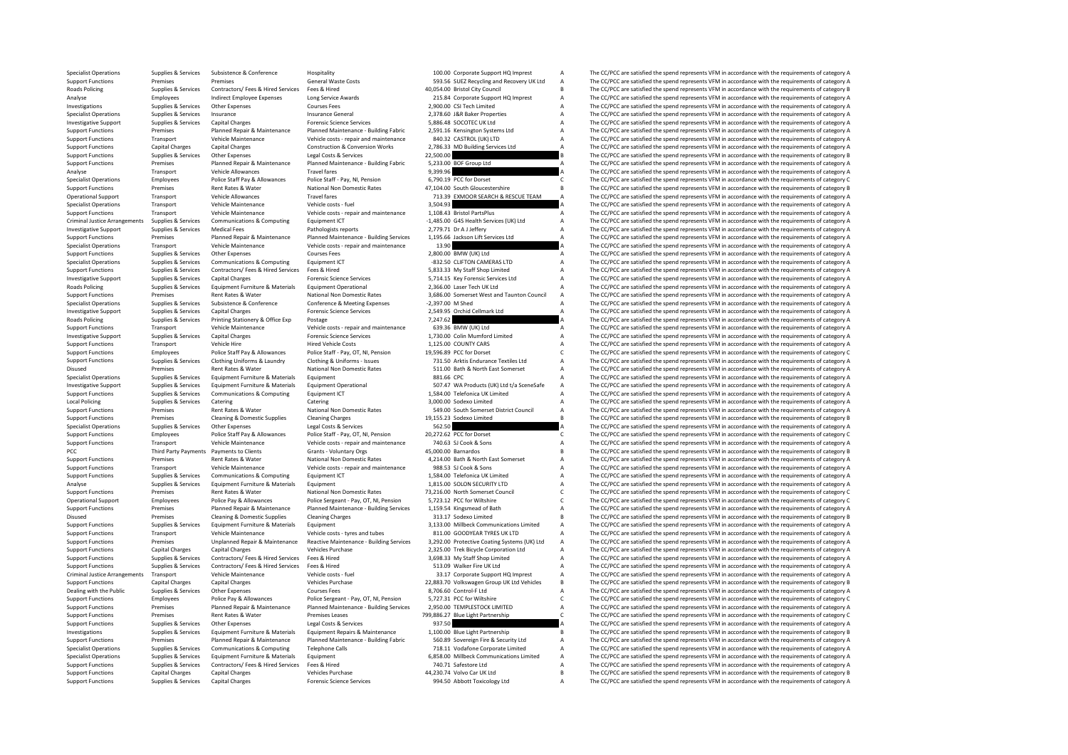| | | | | | | | |
|---|---|---|---|---|---|---|---|
| Specialist Operations | Supplies & Services | Subsistence & Conference | Hospitality | 100.00 | Corporate Support HQ Imprest | A | The CC/PCC are satisfied the spend represents VFM in accordance with the requirements of category A |
| Support Functions | Premises | Premises | General Waste Costs | 593.56 | SUEZ Recycling and Recovery UK Ltd | A | The CC/PCC are satisfied the spend represents VFM in accordance with the requirements of category A |
| Roads Policing | Supplies & Services | Contractors/ Fees & Hired Services | Fees & Hired | 40,054.00 | Bristol City Council | B | The CC/PCC are satisfied the spend represents VFM in accordance with the requirements of category B |
| Analyse | Employees | Indirect Employee Expenses | Long Service Awards | 215.84 | Corporate Support HQ Imprest | A | The CC/PCC are satisfied the spend represents VFM in accordance with the requirements of category A |
| Investigations | Supplies & Services | Other Expenses | Courses Fees | 2,900.00 | CSI Tech Limited | A | The CC/PCC are satisfied the spend represents VFM in accordance with the requirements of category A |
| Specialist Operations | Supplies & Services | Insurance | Insurance General | 2,378.60 | J&R Baker Properties | A | The CC/PCC are satisfied the spend represents VFM in accordance with the requirements of category A |
| Investigative Support | Supplies & Services | Capital Charges | Forensic Science Services | 5,886.48 | SOCOTEC UK Ltd | A | The CC/PCC are satisfied the spend represents VFM in accordance with the requirements of category A |
| Support Functions | Premises | Planned Repair & Maintenance | Planned Maintenance - Building Fabric | 2,591.16 | Kensington Systems Ltd | A | The CC/PCC are satisfied the spend represents VFM in accordance with the requirements of category A |
| Support Functions | Transport | Vehicle Maintenance | Vehicle costs - repair and maintenance | 840.32 | CASTROL (UK) LTD | A | The CC/PCC are satisfied the spend represents VFM in accordance with the requirements of category A |
| Support Functions | Capital Charges | Capital Charges | Construction & Conversion Works | 2,786.33 | MD Building Services Ltd | A | The CC/PCC are satisfied the spend represents VFM in accordance with the requirements of category A |
| Support Functions | Supplies & Services | Other Expenses | Legal Costs & Services | 22,500.00 | | B | The CC/PCC are satisfied the spend represents VFM in accordance with the requirements of category B |
| Support Functions | Premises | Planned Repair & Maintenance | Planned Maintenance - Building Fabric | 5,233.00 | BOF Group Ltd | A | The CC/PCC are satisfied the spend represents VFM in accordance with the requirements of category A |
| Analyse | Transport | Vehicle Allowances | Travel fares | 9,399.96 | | A | The CC/PCC are satisfied the spend represents VFM in accordance with the requirements of category A |
| Specialist Operations | Employees | Police Staff Pay & Allowances | Police Staff - Pay, NI, Pension | 6,790.19 | PCC for Dorset | C | The CC/PCC are satisfied the spend represents VFM in accordance with the requirements of category C |
| Support Functions | Premises | Rent Rates & Water | National Non Domestic Rates | 47,104.00 | South Gloucestershire | B | The CC/PCC are satisfied the spend represents VFM in accordance with the requirements of category B |
| Operational Support | Transport | Vehicle Allowances | Travel fares | 713.39 | EXMOOR SEARCH & RESCUE TEAM | A | The CC/PCC are satisfied the spend represents VFM in accordance with the requirements of category A |
| Specialist Operations | Transport | Vehicle Maintenance | Vehicle costs - fuel | 3,504.93 | | A | The CC/PCC are satisfied the spend represents VFM in accordance with the requirements of category A |
| Support Functions | Transport | Vehicle Maintenance | Vehicle costs - repair and maintenance | 1,108.43 | Bristol PartsPlus | A | The CC/PCC are satisfied the spend represents VFM in accordance with the requirements of category A |
| Criminal Justice Arrangements | Supplies & Services | Communications & Computing | Equipment ICT | -1,485.00 | G4S Health Services (UK) Ltd | A | The CC/PCC are satisfied the spend represents VFM in accordance with the requirements of category A |
| Investigative Support | Supplies & Services | Medical Fees | Pathologists reports | 2,779.71 | Dr A J Jeffery | A | The CC/PCC are satisfied the spend represents VFM in accordance with the requirements of category A |
| Support Functions | Premises | Planned Repair & Maintenance | Planned Maintenance - Building Services | 1,195.66 | Jackson Lift Services Ltd | A | The CC/PCC are satisfied the spend represents VFM in accordance with the requirements of category A |
| Specialist Operations | Transport | Vehicle Maintenance | Vehicle costs - repair and maintenance | 13.90 | | A | The CC/PCC are satisfied the spend represents VFM in accordance with the requirements of category A |
| Support Functions | Supplies & Services | Other Expenses | Courses Fees | 2,800.00 | BMW (UK) Ltd | A | The CC/PCC are satisfied the spend represents VFM in accordance with the requirements of category A |
| Specialist Operations | Supplies & Services | Communications & Computing | Equipment ICT | -832.50 | CLIFTON CAMERAS LTD | A | The CC/PCC are satisfied the spend represents VFM in accordance with the requirements of category A |
| Support Functions | Supplies & Services | Contractors/ Fees & Hired Services | Fees & Hired | 5,833.33 | My Staff Shop Limited | A | The CC/PCC are satisfied the spend represents VFM in accordance with the requirements of category A |
| Investigative Support | Supplies & Services | Capital Charges | Forensic Science Services | 5,714.15 | Key Forensic Services Ltd | A | The CC/PCC are satisfied the spend represents VFM in accordance with the requirements of category A |
| Roads Policing | Supplies & Services | Equipment Furniture & Materials | Equipment Operational | 2,366.00 | Laser Tech UK Ltd | A | The CC/PCC are satisfied the spend represents VFM in accordance with the requirements of category A |
| Support Functions | Premises | Rent Rates & Water | National Non Domestic Rates | 3,686.00 | Somerset West and Taunton Council | A | The CC/PCC are satisfied the spend represents VFM in accordance with the requirements of category A |
| Specialist Operations | Supplies & Services | Subsistence & Conference | Conference & Meeting Expenses | -2,397.00 | M Shed | A | The CC/PCC are satisfied the spend represents VFM in accordance with the requirements of category A |
| Investigative Support | Supplies & Services | Capital Charges | Forensic Science Services | 2,549.95 | Orchid Cellmark Ltd | A | The CC/PCC are satisfied the spend represents VFM in accordance with the requirements of category A |
| Roads Policing | Supplies & Services | Printing Stationery & Office Exp | Postage | 7,247.62 | | A | The CC/PCC are satisfied the spend represents VFM in accordance with the requirements of category A |
| Support Functions | Transport | Vehicle Maintenance | Vehicle costs - repair and maintenance | 639.36 | BMW (UK) Ltd | A | The CC/PCC are satisfied the spend represents VFM in accordance with the requirements of category A |
| Investigative Support | Supplies & Services | Capital Charges | Forensic Science Services | 1,730.00 | Colin Mumford Limited | A | The CC/PCC are satisfied the spend represents VFM in accordance with the requirements of category A |
| Support Functions | Transport | Vehicle Hire | Hired Vehicle Costs | 1,125.00 | COUNTY CARS | A | The CC/PCC are satisfied the spend represents VFM in accordance with the requirements of category A |
| Support Functions | Employees | Police Staff Pay & Allowances | Police Staff - Pay, OT, NI, Pension | 19,596.89 | PCC for Dorset | C | The CC/PCC are satisfied the spend represents VFM in accordance with the requirements of category C |
| Support Functions | Supplies & Services | Clothing Uniforms & Laundry | Clothing & Uniforms - Issues | 731.50 | Arktis Endurance Textiles Ltd | A | The CC/PCC are satisfied the spend represents VFM in accordance with the requirements of category A |
| Disused | Premises | Rent Rates & Water | National Non Domestic Rates | 511.00 | Bath & North East Somerset | A | The CC/PCC are satisfied the spend represents VFM in accordance with the requirements of category A |
| Specialist Operations | Supplies & Services | Equipment Furniture & Materials | Equipment | 881.66 | CPC | A | The CC/PCC are satisfied the spend represents VFM in accordance with the requirements of category A |
| Investigative Support | Supplies & Services | Equipment Furniture & Materials | Equipment Operational | 507.47 | WA Products (UK) Ltd t/a SceneSafe | A | The CC/PCC are satisfied the spend represents VFM in accordance with the requirements of category A |
| Support Functions | Supplies & Services | Communications & Computing | Equipment ICT | 1,584.00 | Telefonica UK Limited | A | The CC/PCC are satisfied the spend represents VFM in accordance with the requirements of category A |
| Local Policing | Supplies & Services | Catering | Catering | 3,000.00 | Sodexo Limited | A | The CC/PCC are satisfied the spend represents VFM in accordance with the requirements of category A |
| Support Functions | Premises | Rent Rates & Water | National Non Domestic Rates | 549.00 | South Somerset District Council | A | The CC/PCC are satisfied the spend represents VFM in accordance with the requirements of category A |
| Support Functions | Premises | Cleaning & Domestic Supplies | Cleaning Charges | 19,155.23 | Sodexo Limited | B | The CC/PCC are satisfied the spend represents VFM in accordance with the requirements of category B |
| Specialist Operations | Supplies & Services | Other Expenses | Legal Costs & Services | 562.50 | | A | The CC/PCC are satisfied the spend represents VFM in accordance with the requirements of category A |
| Support Functions | Employees | Police Staff Pay & Allowances | Police Staff - Pay, OT, NI, Pension | 20,272.62 | PCC for Dorset | C | The CC/PCC are satisfied the spend represents VFM in accordance with the requirements of category C |
| Support Functions | Transport | Vehicle Maintenance | Vehicle costs - repair and maintenance | 740.63 | SJ Cook & Sons | A | The CC/PCC are satisfied the spend represents VFM in accordance with the requirements of category A |
| PCC | Third Party Payments | Payments to Clients | Grants - Voluntary Orgs | 45,000.00 | Barnardos | B | The CC/PCC are satisfied the spend represents VFM in accordance with the requirements of category B |
| Support Functions | Premises | Rent Rates & Water | National Non Domestic Rates | 4,214.00 | Bath & North East Somerset | A | The CC/PCC are satisfied the spend represents VFM in accordance with the requirements of category A |
| Support Functions | Transport | Vehicle Maintenance | Vehicle costs - repair and maintenance | 988.53 | SJ Cook & Sons | A | The CC/PCC are satisfied the spend represents VFM in accordance with the requirements of category A |
| Support Functions | Supplies & Services | Communications & Computing | Equipment ICT | 1,584.00 | Telefonica UK Limited | A | The CC/PCC are satisfied the spend represents VFM in accordance with the requirements of category A |
| Analyse | Supplies & Services | Equipment Furniture & Materials | Equipment | 1,815.00 | SOLON SECURITY LTD | A | The CC/PCC are satisfied the spend represents VFM in accordance with the requirements of category A |
| Support Functions | Premises | Rent Rates & Water | National Non Domestic Rates | 73,216.00 | North Somerset Council | C | The CC/PCC are satisfied the spend represents VFM in accordance with the requirements of category C |
| Operational Support | Employees | Police Pay & Allowances | Police Sergeant - Pay, OT, NI, Pension | 5,723.12 | PCC for Wiltshire | C | The CC/PCC are satisfied the spend represents VFM in accordance with the requirements of category C |
| Support Functions | Premises | Planned Repair & Maintenance | Planned Maintenance - Building Services | 1,159.54 | Kingsmead of Bath | A | The CC/PCC are satisfied the spend represents VFM in accordance with the requirements of category A |
| Disused | Premises | Cleaning & Domestic Supplies | Cleaning Charges | 313.17 | Sodexo Limited | B | The CC/PCC are satisfied the spend represents VFM in accordance with the requirements of category B |
| Support Functions | Supplies & Services | Equipment Furniture & Materials | Equipment | 3,133.00 | Millbeck Communications Limited | A | The CC/PCC are satisfied the spend represents VFM in accordance with the requirements of category A |
| Support Functions | Transport | Vehicle Maintenance | Vehicle costs - tyres and tubes | 811.00 | GOODYEAR TYRES UK LTD | A | The CC/PCC are satisfied the spend represents VFM in accordance with the requirements of category A |
| Support Functions | Premises | Unplanned Repair & Maintenance | Reactive Maintenance - Building Services | 3,292.00 | Protective Coating Systems (UK) Ltd | A | The CC/PCC are satisfied the spend represents VFM in accordance with the requirements of category A |
| Support Functions | Capital Charges | Capital Charges | Vehicles Purchase | 2,325.00 | Trek Bicycle Corporation Ltd | A | The CC/PCC are satisfied the spend represents VFM in accordance with the requirements of category A |
| Support Functions | Supplies & Services | Contractors/ Fees & Hired Services | Fees & Hired | 3,698.33 | My Staff Shop Limited | A | The CC/PCC are satisfied the spend represents VFM in accordance with the requirements of category A |
| Support Functions | Supplies & Services | Contractors/ Fees & Hired Services | Fees & Hired | 513.09 | Walker Fire UK Ltd | A | The CC/PCC are satisfied the spend represents VFM in accordance with the requirements of category A |
| Criminal Justice Arrangements | Transport | Vehicle Maintenance | Vehicle costs - fuel | 33.17 | Corporate Support HQ Imprest | A | The CC/PCC are satisfied the spend represents VFM in accordance with the requirements of category A |
| Support Functions | Capital Charges | Capital Charges | Vehicles Purchase | 22,883.70 | Volkswagen Group UK Ltd Vehicles | B | The CC/PCC are satisfied the spend represents VFM in accordance with the requirements of category B |
| Dealing with the Public | Supplies & Services | Other Expenses | Courses Fees | 8,706.60 | Control-F Ltd | A | The CC/PCC are satisfied the spend represents VFM in accordance with the requirements of category A |
| Support Functions | Employees | Police Pay & Allowances | Police Sergeant - Pay, OT, NI, Pension | 5,727.31 | PCC for Wiltshire | C | The CC/PCC are satisfied the spend represents VFM in accordance with the requirements of category C |
| Support Functions | Premises | Planned Repair & Maintenance | Planned Maintenance - Building Services | 2,950.00 | TEMPLESTOCK LIMITED | A | The CC/PCC are satisfied the spend represents VFM in accordance with the requirements of category A |
| Support Functions | Premises | Rent Rates & Water | Premises Leases | 799,886.27 | Blue Light Partnership | C | The CC/PCC are satisfied the spend represents VFM in accordance with the requirements of category C |
| Support Functions | Supplies & Services | Other Expenses | Legal Costs & Services | 937.50 | | A | The CC/PCC are satisfied the spend represents VFM in accordance with the requirements of category A |
| Investigations | Supplies & Services | Equipment Furniture & Materials | Equipment Repairs & Maintenance | 1,100.00 | Blue Light Partnership | B | The CC/PCC are satisfied the spend represents VFM in accordance with the requirements of category B |
| Support Functions | Premises | Planned Repair & Maintenance | Planned Maintenance - Building Fabric | 560.89 | Sovereign Fire & Security Ltd | A | The CC/PCC are satisfied the spend represents VFM in accordance with the requirements of category A |
| Specialist Operations | Supplies & Services | Communications & Computing | Telephone Calls | 718.11 | Vodafone Corporate Limited | A | The CC/PCC are satisfied the spend represents VFM in accordance with the requirements of category A |
| Specialist Operations | Supplies & Services | Equipment Furniture & Materials | Equipment | 6,858.00 | Millbeck Communications Limited | A | The CC/PCC are satisfied the spend represents VFM in accordance with the requirements of category A |
| Support Functions | Supplies & Services | Contractors/ Fees & Hired Services | Fees & Hired | 740.71 | Safestore Ltd | A | The CC/PCC are satisfied the spend represents VFM in accordance with the requirements of category A |
| Support Functions | Capital Charges | Capital Charges | Vehicles Purchase | 44,230.74 | Volvo Car UK Ltd | B | The CC/PCC are satisfied the spend represents VFM in accordance with the requirements of category B |
| Support Functions | Supplies & Services | Capital Charges | Forensic Science Services | 994.50 | Abbott Toxicology Ltd | A | The CC/PCC are satisfied the spend represents VFM in accordance with the requirements of category A |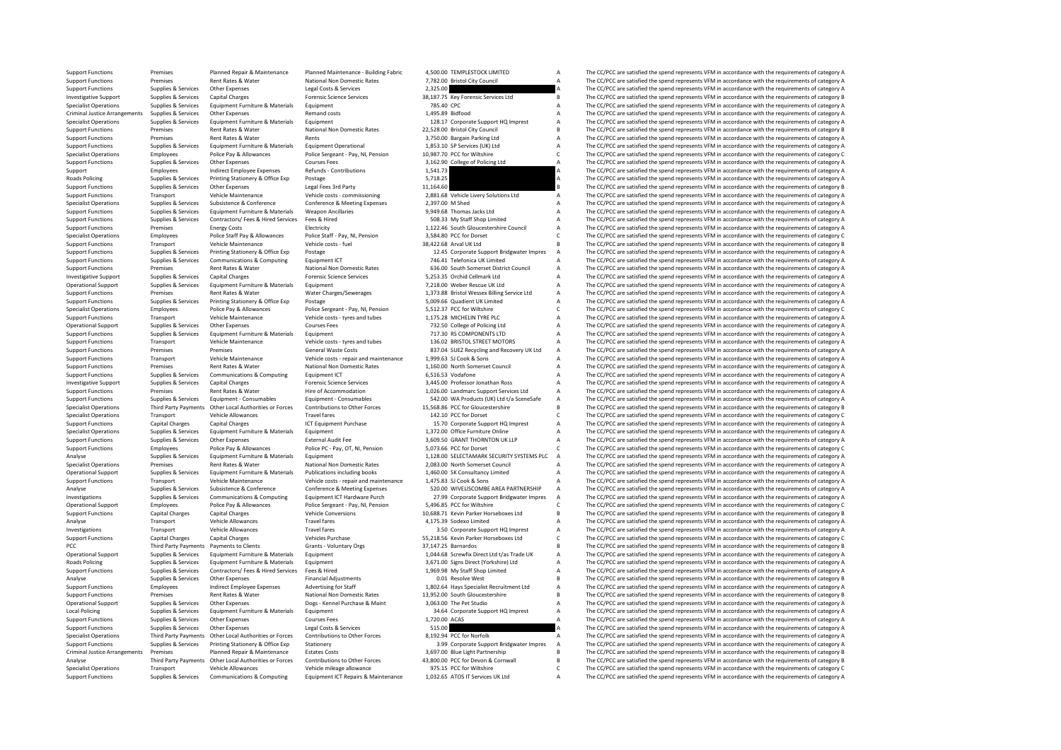| | | | | | | | |
|---|---|---|---|---|---|---|---|
| Support Functions | Premises | Planned Repair & Maintenance | Planned Maintenance - Building Fabric | 4,500.00 | TEMPLESTOCK LIMITED | A | The CC/PCC are satisfied the spend represents VFM in accordance with the requirements of category A |
| Support Functions | Premises | Rent Rates & Water | National Non Domestic Rates | 7,782.00 | Bristol City Council | A | The CC/PCC are satisfied the spend represents VFM in accordance with the requirements of category A |
| Support Functions | Supplies & Services | Other Expenses | Legal Costs & Services | 2,325.00 | | A | The CC/PCC are satisfied the spend represents VFM in accordance with the requirements of category A |
| Investigative Support | Supplies & Services | Capital Charges | Forensic Science Services | 38,187.75 | Key Forensic Services Ltd | B | The CC/PCC are satisfied the spend represents VFM in accordance with the requirements of category B |
| Specialist Operations | Supplies & Services | Equipment Furniture & Materials | Equipment | 785.40 | CPC | A | The CC/PCC are satisfied the spend represents VFM in accordance with the requirements of category A |
| Criminal Justice Arrangements | Supplies & Services | Other Expenses | Remand costs | 1,495.89 | Bidfood | A | The CC/PCC are satisfied the spend represents VFM in accordance with the requirements of category A |
| Specialist Operations | Supplies & Services | Equipment Furniture & Materials | Equipment | 128.17 | Corporate Support HQ Imprest | A | The CC/PCC are satisfied the spend represents VFM in accordance with the requirements of category A |
| Support Functions | Premises | Rent Rates & Water | National Non Domestic Rates | 22,528.00 | Bristol City Council | B | The CC/PCC are satisfied the spend represents VFM in accordance with the requirements of category B |
| Support Functions | Premises | Rent Rates & Water | Rents | 3,750.00 | Bargain Parking Ltd | A | The CC/PCC are satisfied the spend represents VFM in accordance with the requirements of category A |
| Support Functions | Supplies & Services | Equipment Furniture & Materials | Equipment Operational | 1,853.10 | SP Services (UK) Ltd | A | The CC/PCC are satisfied the spend represents VFM in accordance with the requirements of category A |
| Specialist Operations | Employees | Police Pay & Allowances | Police Sergeant - Pay, NI, Pension | 10,987.70 | PCC for Wiltshire | C | The CC/PCC are satisfied the spend represents VFM in accordance with the requirements of category C |
| Support Functions | Supplies & Services | Other Expenses | Courses Fees | 3,162.90 | College of Policing Ltd | A | The CC/PCC are satisfied the spend represents VFM in accordance with the requirements of category A |
| Support | Employees | Indirect Employee Expenses | Refunds - Contributions | 1,541.73 | | A | The CC/PCC are satisfied the spend represents VFM in accordance with the requirements of category A |
| Roads Policing | Supplies & Services | Printing Stationery & Office Exp | Postage | 5,718.25 | | A | The CC/PCC are satisfied the spend represents VFM in accordance with the requirements of category A |
| Support Functions | Supplies & Services | Other Expenses | Legal Fees 3rd Party | 11,164.60 | | B | The CC/PCC are satisfied the spend represents VFM in accordance with the requirements of category B |
| Support Functions | Transport | Vehicle Maintenance | Vehicle costs - commissioning | 2,881.68 | Vehicle Livery Solutions Ltd | A | The CC/PCC are satisfied the spend represents VFM in accordance with the requirements of category A |
| Specialist Operations | Supplies & Services | Subsistence & Conference | Conference & Meeting Expenses | 2,397.00 | M Shed | A | The CC/PCC are satisfied the spend represents VFM in accordance with the requirements of category A |
| Support Functions | Supplies & Services | Equipment Furniture & Materials | Weapon Ancillaries | 9,949.68 | Thomas Jacks Ltd | A | The CC/PCC are satisfied the spend represents VFM in accordance with the requirements of category A |
| Support Functions | Supplies & Services | Contractors/ Fees & Hired Services | Fees & Hired | 508.33 | My Staff Shop Limited | A | The CC/PCC are satisfied the spend represents VFM in accordance with the requirements of category A |
| Support Functions | Premises | Energy Costs | Electricity | 1,122.46 | South Gloucestershire Council | A | The CC/PCC are satisfied the spend represents VFM in accordance with the requirements of category A |
| Specialist Operations | Employees | Police Staff Pay & Allowances | Police Staff - Pay, NI, Pension | 3,584.80 | PCC for Dorset | C | The CC/PCC are satisfied the spend represents VFM in accordance with the requirements of category C |
| Support Functions | Transport | Vehicle Maintenance | Vehicle costs - fuel | 38,422.68 | Arval UK Ltd | B | The CC/PCC are satisfied the spend represents VFM in accordance with the requirements of category B |
| Support Functions | Supplies & Services | Printing Stationery & Office Exp | Postage | 12.45 | Corporate Support Bridgwater Impres | A | The CC/PCC are satisfied the spend represents VFM in accordance with the requirements of category A |
| Support Functions | Supplies & Services | Communications & Computing | Equipment ICT | 746.41 | Telefonica UK Limited | A | The CC/PCC are satisfied the spend represents VFM in accordance with the requirements of category A |
| Support Functions | Premises | Rent Rates & Water | National Non Domestic Rates | 636.00 | South Somerset District Council | A | The CC/PCC are satisfied the spend represents VFM in accordance with the requirements of category A |
| Investigative Support | Supplies & Services | Capital Charges | Forensic Science Services | 5,253.35 | Orchid Cellmark Ltd | A | The CC/PCC are satisfied the spend represents VFM in accordance with the requirements of category A |
| Operational Support | Supplies & Services | Equipment Furniture & Materials | Equipment | 7,218.00 | Weber Rescue UK Ltd | A | The CC/PCC are satisfied the spend represents VFM in accordance with the requirements of category A |
| Support Functions | Premises | Rent Rates & Water | Water Charges/Sewerages | 1,373.88 | Bristol Wessex Billing Service Ltd | A | The CC/PCC are satisfied the spend represents VFM in accordance with the requirements of category A |
| Support Functions | Supplies & Services | Printing Stationery & Office Exp | Postage | 5,009.66 | Quadient UK Limited | A | The CC/PCC are satisfied the spend represents VFM in accordance with the requirements of category A |
| Specialist Operations | Employees | Police Pay & Allowances | Police Sergeant - Pay, NI, Pension | 5,512.37 | PCC for Wiltshire | C | The CC/PCC are satisfied the spend represents VFM in accordance with the requirements of category C |
| Support Functions | Transport | Vehicle Maintenance | Vehicle costs - tyres and tubes | 1,175.28 | MICHELIN TYRE PLC | A | The CC/PCC are satisfied the spend represents VFM in accordance with the requirements of category A |
| Operational Support | Supplies & Services | Other Expenses | Courses Fees | 732.50 | College of Policing Ltd | A | The CC/PCC are satisfied the spend represents VFM in accordance with the requirements of category A |
| Support Functions | Supplies & Services | Equipment Furniture & Materials | Equipment | 717.30 | RS COMPONENTS LTD | A | The CC/PCC are satisfied the spend represents VFM in accordance with the requirements of category A |
| Support Functions | Transport | Vehicle Maintenance | Vehicle costs - tyres and tubes | 136.02 | BRISTOL STREET MOTORS | A | The CC/PCC are satisfied the spend represents VFM in accordance with the requirements of category A |
| Support Functions | Premises | Premises | General Waste Costs | 837.04 | SUEZ Recycling and Recovery UK Ltd | A | The CC/PCC are satisfied the spend represents VFM in accordance with the requirements of category A |
| Support Functions | Transport | Vehicle Maintenance | Vehicle costs - repair and maintenance | 1,999.63 | SJ Cook & Sons | A | The CC/PCC are satisfied the spend represents VFM in accordance with the requirements of category A |
| Support Functions | Premises | Rent Rates & Water | National Non Domestic Rates | 1,160.00 | North Somerset Council | A | The CC/PCC are satisfied the spend represents VFM in accordance with the requirements of category A |
| Support Functions | Supplies & Services | Communications & Computing | Equipment ICT | 6,516.53 | Vodafone | A | The CC/PCC are satisfied the spend represents VFM in accordance with the requirements of category A |
| Investigative Support | Supplies & Services | Capital Charges | Forensic Science Services | 3,445.00 | Professor Jonathan Ross | A | The CC/PCC are satisfied the spend represents VFM in accordance with the requirements of category A |
| Support Functions | Premises | Rent Rates & Water | Hire of Accommodation | 1,026.00 | Landmarc Support Services Ltd | A | The CC/PCC are satisfied the spend represents VFM in accordance with the requirements of category A |
| Support Functions | Supplies & Services | Equipment - Consumables | Equipment - Consumables | 542.00 | WA Products (UK) Ltd t/a SceneSafe | A | The CC/PCC are satisfied the spend represents VFM in accordance with the requirements of category A |
| Specialist Operations | Third Party Payments | Other Local Authorities or Forces | Contributions to Other Forces | 15,568.86 | PCC for Gloucestershire | B | The CC/PCC are satisfied the spend represents VFM in accordance with the requirements of category B |
| Specialist Operations | Transport | Vehicle Allowances | Travel fares | 142.10 | PCC for Dorset | C | The CC/PCC are satisfied the spend represents VFM in accordance with the requirements of category C |
| Support Functions | Capital Charges | Capital Charges | ICT Equipment Purchase | 15.70 | Corporate Support HQ Imprest | A | The CC/PCC are satisfied the spend represents VFM in accordance with the requirements of category A |
| Specialist Operations | Supplies & Services | Equipment Furniture & Materials | Equipment | 1,372.00 | Office Furniture Online | A | The CC/PCC are satisfied the spend represents VFM in accordance with the requirements of category A |
| Support Functions | Supplies & Services | Other Expenses | External Audit Fee | 3,609.50 | GRANT THORNTON UK LLP | A | The CC/PCC are satisfied the spend represents VFM in accordance with the requirements of category A |
| Support Functions | Employees | Police Pay & Allowances | Police PC - Pay, OT, NI, Pension | 5,073.66 | PCC for Dorset | C | The CC/PCC are satisfied the spend represents VFM in accordance with the requirements of category C |
| Analyse | Supplies & Services | Equipment Furniture & Materials | Equipment | 1,128.00 | SELECTAMARK SECURITY SYSTEMS PLC | A | The CC/PCC are satisfied the spend represents VFM in accordance with the requirements of category A |
| Specialist Operations | Premises | Rent Rates & Water | National Non Domestic Rates | 2,083.00 | North Somerset Council | A | The CC/PCC are satisfied the spend represents VFM in accordance with the requirements of category A |
| Operational Support | Supplies & Services | Equipment Furniture & Materials | Publications including books | 1,460.00 | SK Consultancy Limited | A | The CC/PCC are satisfied the spend represents VFM in accordance with the requirements of category A |
| Support Functions | Transport | Vehicle Maintenance | Vehicle costs - repair and maintenance | 1,475.83 | SJ Cook & Sons | A | The CC/PCC are satisfied the spend represents VFM in accordance with the requirements of category A |
| Analyse | Supplies & Services | Subsistence & Conference | Conference & Meeting Expenses | 520.00 | WIVELISCOMBE AREA PARTNERSHIP | A | The CC/PCC are satisfied the spend represents VFM in accordance with the requirements of category A |
| Investigations | Supplies & Services | Communications & Computing | Equipment ICT Hardware Purch | 27.99 | Corporate Support Bridgwater Impres | A | The CC/PCC are satisfied the spend represents VFM in accordance with the requirements of category A |
| Operational Support | Employees | Police Pay & Allowances | Police Sergeant - Pay, NI, Pension | 5,496.85 | PCC for Wiltshire | C | The CC/PCC are satisfied the spend represents VFM in accordance with the requirements of category C |
| Support Functions | Capital Charges | Capital Charges | Vehicle Conversions | 10,688.71 | Kevin Parker Horseboxes Ltd | B | The CC/PCC are satisfied the spend represents VFM in accordance with the requirements of category B |
| Analyse | Transport | Vehicle Allowances | Travel fares | 4,175.39 | Sodexo Limited | A | The CC/PCC are satisfied the spend represents VFM in accordance with the requirements of category A |
| Investigations | Transport | Vehicle Allowances | Travel fares | 3.50 | Corporate Support HQ Imprest | A | The CC/PCC are satisfied the spend represents VFM in accordance with the requirements of category A |
| Support Functions | Capital Charges | Capital Charges | Vehicles Purchase | 55,218.56 | Kevin Parker Horseboxes Ltd | C | The CC/PCC are satisfied the spend represents VFM in accordance with the requirements of category C |
| PCC | Third Party Payments | Payments to Clients | Grants - Voluntary Orgs | 37,147.25 | Barnardos | B | The CC/PCC are satisfied the spend represents VFM in accordance with the requirements of category B |
| Operational Support | Supplies & Services | Equipment Furniture & Materials | Equipment | 1,044.68 | Screwfix Direct Ltd t/as Trade UK | A | The CC/PCC are satisfied the spend represents VFM in accordance with the requirements of category A |
| Roads Policing | Supplies & Services | Equipment Furniture & Materials | Equipment | 3,671.00 | Signs Direct (Yorkshire) Ltd | A | The CC/PCC are satisfied the spend represents VFM in accordance with the requirements of category A |
| Support Functions | Supplies & Services | Contractors/ Fees & Hired Services | Fees & Hired | 1,969.98 | My Staff Shop Limited | A | The CC/PCC are satisfied the spend represents VFM in accordance with the requirements of category A |
| Analyse | Supplies & Services | Other Expenses | Financial Adjustments | 0.01 | Resolve West | B | The CC/PCC are satisfied the spend represents VFM in accordance with the requirements of category B |
| Support Functions | Employees | Indirect Employee Expenses | Advertising for Staff | 1,802.64 | Hays Specialist Recruitment Ltd | A | The CC/PCC are satisfied the spend represents VFM in accordance with the requirements of category A |
| Support Functions | Premises | Rent Rates & Water | National Non Domestic Rates | 13,952.00 | South Gloucestershire | B | The CC/PCC are satisfied the spend represents VFM in accordance with the requirements of category B |
| Operational Support | Supplies & Services | Other Expenses | Dogs - Kennel Purchase & Maint | 3,063.00 | The Pet Studio | A | The CC/PCC are satisfied the spend represents VFM in accordance with the requirements of category A |
| Local Policing | Supplies & Services | Equipment Furniture & Materials | Equipment | 34.64 | Corporate Support HQ Imprest | A | The CC/PCC are satisfied the spend represents VFM in accordance with the requirements of category A |
| Support Functions | Supplies & Services | Other Expenses | Courses Fees | 1,720.00 | ACAS | A | The CC/PCC are satisfied the spend represents VFM in accordance with the requirements of category A |
| Support Functions | Supplies & Services | Other Expenses | Legal Costs & Services | 515.00 | | A | The CC/PCC are satisfied the spend represents VFM in accordance with the requirements of category A |
| Specialist Operations | Third Party Payments | Other Local Authorities or Forces | Contributions to Other Forces | 8,192.94 | PCC for Norfolk | A | The CC/PCC are satisfied the spend represents VFM in accordance with the requirements of category A |
| Support Functions | Supplies & Services | Printing Stationery & Office Exp | Stationery | 3.99 | Corporate Support Bridgwater Impres | A | The CC/PCC are satisfied the spend represents VFM in accordance with the requirements of category A |
| Criminal Justice Arrangements | Premises | Planned Repair & Maintenance | Estates Costs | 3,697.00 | Blue Light Partnership | B | The CC/PCC are satisfied the spend represents VFM in accordance with the requirements of category B |
| Analyse | Third Party Payments | Other Local Authorities or Forces | Contributions to Other Forces | 43,800.00 | PCC for Devon & Cornwall | B | The CC/PCC are satisfied the spend represents VFM in accordance with the requirements of category B |
| Specialist Operations | Transport | Vehicle Allowances | Vehicle mileage allowance | 975.15 | PCC for Wiltshire | C | The CC/PCC are satisfied the spend represents VFM in accordance with the requirements of category C |
| Support Functions | Supplies & Services | Communications & Computing | Equipment ICT Repairs & Maintenance | 1,032.65 | ATOS IT Services UK Ltd | A | The CC/PCC are satisfied the spend represents VFM in accordance with the requirements of category A |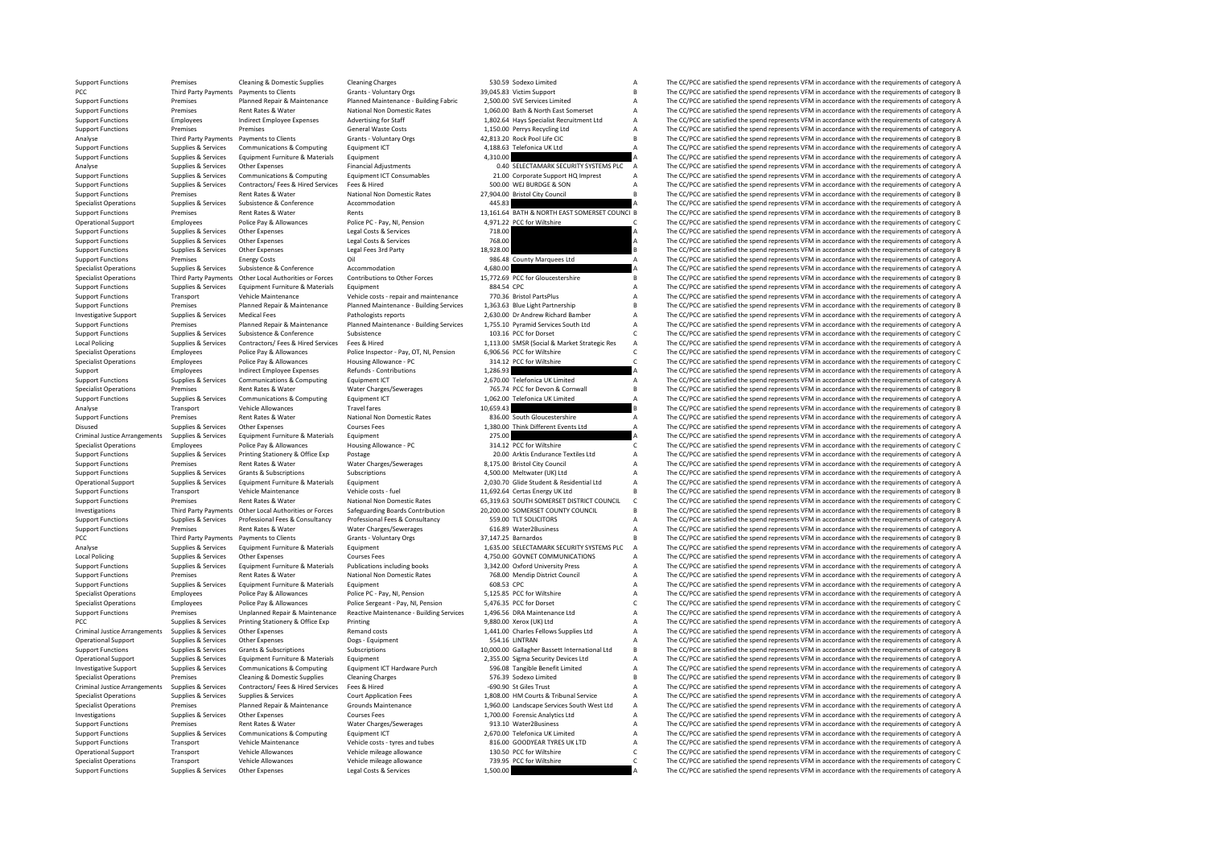| | | | | | | | |
|---|---|---|---|---|---|---|---|
| Support Functions | Premises | Cleaning & Domestic Supplies | Cleaning Charges | 530.59 | Sodexo Limited | A | The CC/PCC are satisfied the spend represents VFM in accordance with the requirements of category A |
| PCC | Third Party Payments | Payments to Clients | Grants - Voluntary Orgs | 39,045.83 | Victim Support | B | The CC/PCC are satisfied the spend represents VFM in accordance with the requirements of category B |
| Support Functions | Premises | Planned Repair & Maintenance | Planned Maintenance - Building Fabric | 2,500.00 | SVE Services Limited | A | The CC/PCC are satisfied the spend represents VFM in accordance with the requirements of category A |
| Support Functions | Premises | Rent Rates & Water | National Non Domestic Rates | 1,060.00 | Bath & North East Somerset | A | The CC/PCC are satisfied the spend represents VFM in accordance with the requirements of category A |
| Support Functions | Employees | Indirect Employee Expenses | Advertising for Staff | 1,802.64 | Hays Specialist Recruitment Ltd | A | The CC/PCC are satisfied the spend represents VFM in accordance with the requirements of category A |
| Support Functions | Premises | Premises | General Waste Costs | 1,150.00 | Perrys Recycling Ltd | A | The CC/PCC are satisfied the spend represents VFM in accordance with the requirements of category A |
| Analyse | Third Party Payments | Payments to Clients | Grants - Voluntary Orgs | 42,813.20 | Rock Pool Life CIC | B | The CC/PCC are satisfied the spend represents VFM in accordance with the requirements of category B |
| Support Functions | Supplies & Services | Communications & Computing | Equipment ICT | 4,188.63 | Telefonica UK Ltd | A | The CC/PCC are satisfied the spend represents VFM in accordance with the requirements of category A |
| Support Functions | Supplies & Services | Equipment Furniture & Materials | Equipment | 4,310.00 | | A | The CC/PCC are satisfied the spend represents VFM in accordance with the requirements of category A |
| Analyse | Supplies & Services | Other Expenses | Financial Adjustments | 0.40 | SELECTAMARK SECURITY SYSTEMS PLC | A | The CC/PCC are satisfied the spend represents VFM in accordance with the requirements of category A |
| Support Functions | Supplies & Services | Communications & Computing | Equipment ICT Consumables | 21.00 | Corporate Support HQ Imprest | A | The CC/PCC are satisfied the spend represents VFM in accordance with the requirements of category A |
| Support Functions | Supplies & Services | Contractors/ Fees & Hired Services | Fees & Hired | 500.00 | WEJ BURDGE & SON | A | The CC/PCC are satisfied the spend represents VFM in accordance with the requirements of category A |
| Support Functions | Premises | Rent Rates & Water | National Non Domestic Rates | 27,904.00 | Bristol City Council | B | The CC/PCC are satisfied the spend represents VFM in accordance with the requirements of category B |
| Specialist Operations | Supplies & Services | Subsistence & Conference | Accommodation | 445.83 | | A | The CC/PCC are satisfied the spend represents VFM in accordance with the requirements of category A |
| Support Functions | Premises | Rent Rates & Water | Rents | 13,161.64 | BATH & NORTH EAST SOMERSET COUNCIL | B | The CC/PCC are satisfied the spend represents VFM in accordance with the requirements of category B |
| Operational Support | Employees | Police Pay & Allowances | Police PC - Pay, NI, Pension | 4,971.22 | PCC for Wiltshire | C | The CC/PCC are satisfied the spend represents VFM in accordance with the requirements of category C |
| Support Functions | Supplies & Services | Other Expenses | Legal Costs & Services | 718.00 | | A | The CC/PCC are satisfied the spend represents VFM in accordance with the requirements of category A |
| Support Functions | Supplies & Services | Other Expenses | Legal Costs & Services | 768.00 | | A | The CC/PCC are satisfied the spend represents VFM in accordance with the requirements of category A |
| Support Functions | Supplies & Services | Other Expenses | Legal Fees 3rd Party | 18,928.00 | | B | The CC/PCC are satisfied the spend represents VFM in accordance with the requirements of category B |
| Support Functions | Premises | Energy Costs | Oil | 986.48 | County Marquees Ltd | A | The CC/PCC are satisfied the spend represents VFM in accordance with the requirements of category A |
| Specialist Operations | Supplies & Services | Subsistence & Conference | Accommodation | 4,680.00 | | A | The CC/PCC are satisfied the spend represents VFM in accordance with the requirements of category A |
| Specialist Operations | Third Party Payments | Other Local Authorities or Forces | Contributions to Other Forces | 15,772.69 | PCC for Gloucestershire | B | The CC/PCC are satisfied the spend represents VFM in accordance with the requirements of category B |
| Support Functions | Supplies & Services | Equipment Furniture & Materials | Equipment | 884.54 | CPC | A | The CC/PCC are satisfied the spend represents VFM in accordance with the requirements of category A |
| Support Functions | Transport | Vehicle Maintenance | Vehicle costs - repair and maintenance | 770.36 | Bristol PartsPlus | A | The CC/PCC are satisfied the spend represents VFM in accordance with the requirements of category A |
| Support Functions | Premises | Planned Repair & Maintenance | Planned Maintenance - Building Services | 1,363.63 | Blue Light Partnership | B | The CC/PCC are satisfied the spend represents VFM in accordance with the requirements of category B |
| Investigative Support | Supplies & Services | Medical Fees | Pathologists reports | 2,630.00 | Dr Andrew Richard Bamber | A | The CC/PCC are satisfied the spend represents VFM in accordance with the requirements of category A |
| Support Functions | Premises | Planned Repair & Maintenance | Planned Maintenance - Building Services | 1,755.10 | Pyramid Services South Ltd | A | The CC/PCC are satisfied the spend represents VFM in accordance with the requirements of category A |
| Support Functions | Supplies & Services | Subsistence & Conference | Subsistence | 103.16 | PCC for Dorset | C | The CC/PCC are satisfied the spend represents VFM in accordance with the requirements of category C |
| Local Policing | Supplies & Services | Contractors/ Fees & Hired Services | Fees & Hired | 1,113.00 | SMSR (Social & Market Strategic Res | A | The CC/PCC are satisfied the spend represents VFM in accordance with the requirements of category A |
| Specialist Operations | Employees | Police Pay & Allowances | Police Inspector - Pay, OT, NI, Pension | 6,906.56 | PCC for Wiltshire | C | The CC/PCC are satisfied the spend represents VFM in accordance with the requirements of category C |
| Specialist Operations | Employees | Police Pay & Allowances | Housing Allowance - PC | 314.12 | PCC for Wiltshire | C | The CC/PCC are satisfied the spend represents VFM in accordance with the requirements of category C |
| Support | Employees | Indirect Employee Expenses | Refunds - Contributions | 1,286.93 | | A | The CC/PCC are satisfied the spend represents VFM in accordance with the requirements of category A |
| Support Functions | Supplies & Services | Communications & Computing | Equipment ICT | 2,670.00 | Telefonica UK Limited | A | The CC/PCC are satisfied the spend represents VFM in accordance with the requirements of category A |
| Specialist Operations | Premises | Rent Rates & Water | Water Charges/Sewerages | 765.74 | PCC for Devon & Cornwall | B | The CC/PCC are satisfied the spend represents VFM in accordance with the requirements of category B |
| Support Functions | Supplies & Services | Communications & Computing | Equipment ICT | 1,062.00 | Telefonica UK Limited | A | The CC/PCC are satisfied the spend represents VFM in accordance with the requirements of category A |
| Analyse | Transport | Vehicle Allowances | Travel fares | 10,659.43 | | B | The CC/PCC are satisfied the spend represents VFM in accordance with the requirements of category B |
| Support Functions | Premises | Rent Rates & Water | National Non Domestic Rates | 836.00 | South Gloucestershire | A | The CC/PCC are satisfied the spend represents VFM in accordance with the requirements of category A |
| Disused | Supplies & Services | Other Expenses | Courses Fees | 1,380.00 | Think Different Events Ltd | A | The CC/PCC are satisfied the spend represents VFM in accordance with the requirements of category A |
| Criminal Justice Arrangements | Supplies & Services | Equipment Furniture & Materials | Equipment | 275.00 | | A | The CC/PCC are satisfied the spend represents VFM in accordance with the requirements of category A |
| Specialist Operations | Employees | Police Pay & Allowances | Housing Allowance - PC | 314.12 | PCC for Wiltshire | C | The CC/PCC are satisfied the spend represents VFM in accordance with the requirements of category C |
| Support Functions | Supplies & Services | Printing Stationery & Office Exp | Postage | 20.00 | Arktis Endurance Textiles Ltd | A | The CC/PCC are satisfied the spend represents VFM in accordance with the requirements of category A |
| Support Functions | Premises | Rent Rates & Water | Water Charges/Sewerages | 8,175.00 | Bristol City Council | A | The CC/PCC are satisfied the spend represents VFM in accordance with the requirements of category A |
| Support Functions | Supplies & Services | Grants & Subscriptions | Subscriptions | 4,500.00 | Meltwater (UK) Ltd | A | The CC/PCC are satisfied the spend represents VFM in accordance with the requirements of category A |
| Operational Support | Supplies & Services | Equipment Furniture & Materials | Equipment | 2,030.70 | Glide Student & Residential Ltd | A | The CC/PCC are satisfied the spend represents VFM in accordance with the requirements of category A |
| Support Functions | Transport | Vehicle Maintenance | Vehicle costs - fuel | 11,692.64 | Certas Energy UK Ltd | B | The CC/PCC are satisfied the spend represents VFM in accordance with the requirements of category B |
| Support Functions | Premises | Rent Rates & Water | National Non Domestic Rates | 65,319.63 | SOUTH SOMERSET DISTRICT COUNCIL | C | The CC/PCC are satisfied the spend represents VFM in accordance with the requirements of category C |
| Investigations | Third Party Payments | Other Local Authorities or Forces | Safeguarding Boards Contribution | 20,200.00 | SOMERSET COUNTY COUNCIL | B | The CC/PCC are satisfied the spend represents VFM in accordance with the requirements of category B |
| Support Functions | Supplies & Services | Professional Fees & Consultancy | Professional Fees & Consultancy | 559.00 | TLT SOLICITORS | A | The CC/PCC are satisfied the spend represents VFM in accordance with the requirements of category A |
| Support Functions | Premises | Rent Rates & Water | Water Charges/Sewerages | 616.89 | Water2Business | A | The CC/PCC are satisfied the spend represents VFM in accordance with the requirements of category A |
| PCC | Third Party Payments | Payments to Clients | Grants - Voluntary Orgs | 37,147.25 | Barnardos | B | The CC/PCC are satisfied the spend represents VFM in accordance with the requirements of category B |
| Analyse | Supplies & Services | Equipment Furniture & Materials | Equipment | 1,635.00 | SELECTAMARK SECURITY SYSTEMS PLC | A | The CC/PCC are satisfied the spend represents VFM in accordance with the requirements of category A |
| Local Policing | Supplies & Services | Other Expenses | Courses Fees | 4,750.00 | GOVNET COMMUNICATIONS | A | The CC/PCC are satisfied the spend represents VFM in accordance with the requirements of category A |
| Support Functions | Supplies & Services | Equipment Furniture & Materials | Publications including books | 3,342.00 | Oxford University Press | A | The CC/PCC are satisfied the spend represents VFM in accordance with the requirements of category A |
| Support Functions | Premises | Rent Rates & Water | National Non Domestic Rates | 768.00 | Mendip District Council | A | The CC/PCC are satisfied the spend represents VFM in accordance with the requirements of category A |
| Support Functions | Supplies & Services | Equipment Furniture & Materials | Equipment | 608.53 | CPC | A | The CC/PCC are satisfied the spend represents VFM in accordance with the requirements of category A |
| Specialist Operations | Employees | Police Pay & Allowances | Police PC - Pay, NI, Pension | 5,125.85 | PCC for Wiltshire | A | The CC/PCC are satisfied the spend represents VFM in accordance with the requirements of category A |
| Specialist Operations | Employees | Police Pay & Allowances | Police Sergeant - Pay, NI, Pension | 5,476.35 | PCC for Dorset | C | The CC/PCC are satisfied the spend represents VFM in accordance with the requirements of category C |
| Support Functions | Premises | Unplanned Repair & Maintenance | Reactive Maintenance - Building Services | 1,496.56 | DRA Maintenance Ltd | A | The CC/PCC are satisfied the spend represents VFM in accordance with the requirements of category A |
| PCC | Supplies & Services | Printing Stationery & Office Exp | Printing | 9,880.00 | Xerox (UK) Ltd | A | The CC/PCC are satisfied the spend represents VFM in accordance with the requirements of category A |
| Criminal Justice Arrangements | Supplies & Services | Other Expenses | Remand costs | 1,441.00 | Charles Fellows Supplies Ltd | A | The CC/PCC are satisfied the spend represents VFM in accordance with the requirements of category A |
| Operational Support | Supplies & Services | Other Expenses | Dogs - Equipment | 554.16 | LINTRAN | A | The CC/PCC are satisfied the spend represents VFM in accordance with the requirements of category A |
| Support Functions | Supplies & Services | Grants & Subscriptions | Subscriptions | 10,000.00 | Gallagher Bassett International Ltd | B | The CC/PCC are satisfied the spend represents VFM in accordance with the requirements of category B |
| Operational Support | Supplies & Services | Equipment Furniture & Materials | Equipment | 2,355.00 | Sigma Security Devices Ltd | A | The CC/PCC are satisfied the spend represents VFM in accordance with the requirements of category A |
| Investigative Support | Supplies & Services | Communications & Computing | Equipment ICT Hardware Purch | 596.08 | Tangible Benefit Limited | A | The CC/PCC are satisfied the spend represents VFM in accordance with the requirements of category A |
| Specialist Operations | Premises | Cleaning & Domestic Supplies | Cleaning Charges | 576.39 | Sodexo Limited | B | The CC/PCC are satisfied the spend represents VFM in accordance with the requirements of category B |
| Criminal Justice Arrangements | Supplies & Services | Contractors/ Fees & Hired Services | Fees & Hired | -690.90 | St Giles Trust | A | The CC/PCC are satisfied the spend represents VFM in accordance with the requirements of category A |
| Specialist Operations | Supplies & Services | Supplies & Services | Court Application Fees | 1,808.00 | HM Courts & Tribunal Service | A | The CC/PCC are satisfied the spend represents VFM in accordance with the requirements of category A |
| Specialist Operations | Premises | Planned Repair & Maintenance | Grounds Maintenance | 1,960.00 | Landscape Services South West Ltd | A | The CC/PCC are satisfied the spend represents VFM in accordance with the requirements of category A |
| Investigations | Supplies & Services | Other Expenses | Courses Fees | 1,700.00 | Forensic Analytics Ltd | A | The CC/PCC are satisfied the spend represents VFM in accordance with the requirements of category A |
| Support Functions | Premises | Rent Rates & Water | Water Charges/Sewerages | 913.10 | Water2Business | A | The CC/PCC are satisfied the spend represents VFM in accordance with the requirements of category A |
| Support Functions | Supplies & Services | Communications & Computing | Equipment ICT | 2,670.00 | Telefonica UK Limited | A | The CC/PCC are satisfied the spend represents VFM in accordance with the requirements of category A |
| Support Functions | Transport | Vehicle Maintenance | Vehicle costs - tyres and tubes | 816.00 | GOODYEAR TYRES UK LTD | A | The CC/PCC are satisfied the spend represents VFM in accordance with the requirements of category A |
| Operational Support | Transport | Vehicle Allowances | Vehicle mileage allowance | 130.50 | PCC for Wiltshire | C | The CC/PCC are satisfied the spend represents VFM in accordance with the requirements of category C |
| Specialist Operations | Transport | Vehicle Allowances | Vehicle mileage allowance | 739.95 | PCC for Wiltshire | C | The CC/PCC are satisfied the spend represents VFM in accordance with the requirements of category C |
| Support Functions | Supplies & Services | Other Expenses | Legal Costs & Services | 1,500.00 | | A | The CC/PCC are satisfied the spend represents VFM in accordance with the requirements of category A |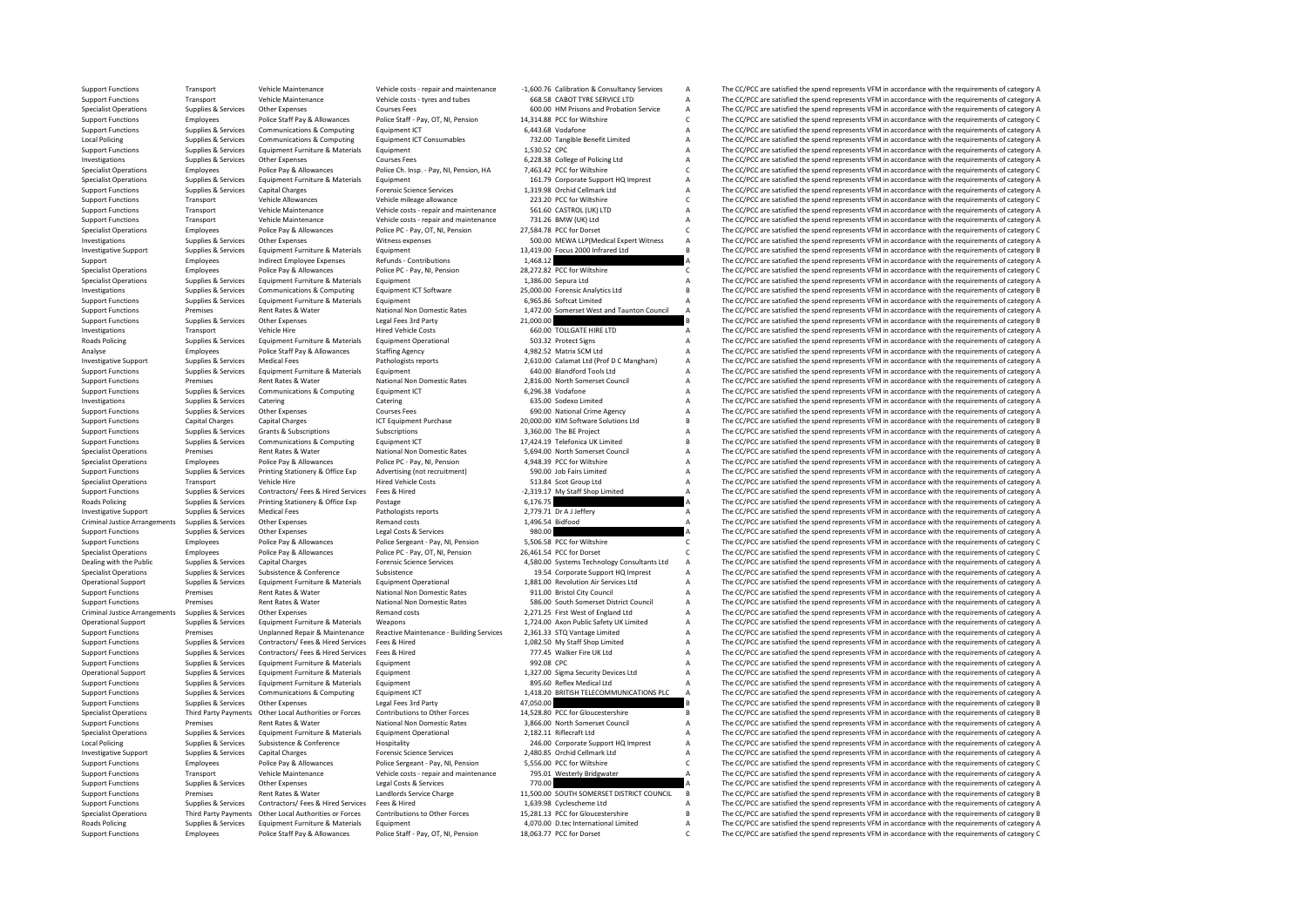| | | | | | | | |
|---|---|---|---|---|---|---|---|
| Support Functions | Transport | Vehicle Maintenance | Vehicle costs ‐ repair and maintenance | -1,600.76 | Calibration & Consultancy Services | A | The CC/PCC are satisfied the spend represents VFM in accordance with the requirements of category A |
| Support Functions | Transport | Vehicle Maintenance | Vehicle costs ‐ tyres and tubes | 668.58 | CABOT TYRE SERVICE LTD | A | The CC/PCC are satisfied the spend represents VFM in accordance with the requirements of category A |
| Specialist Operations | Supplies & Services | Other Expenses | Courses Fees | 600.00 | HM Prisons and Probation Service | A | The CC/PCC are satisfied the spend represents VFM in accordance with the requirements of category A |
| Support Functions | Employees | Police Staff Pay & Allowances | Police Staff ‐ Pay, OT, NI, Pension | 14,314.88 | PCC for Wiltshire | C | The CC/PCC are satisfied the spend represents VFM in accordance with the requirements of category C |
| Support Functions | Supplies & Services | Communications & Computing | Equipment ICT | 6,443.68 | Vodafone | A | The CC/PCC are satisfied the spend represents VFM in accordance with the requirements of category A |
| Local Policing | Supplies & Services | Communications & Computing | Equipment ICT Consumables | 732.00 | Tangible Benefit Limited | A | The CC/PCC are satisfied the spend represents VFM in accordance with the requirements of category A |
| Support Functions | Supplies & Services | Equipment Furniture & Materials | Equipment | 1,530.52 | CPC | A | The CC/PCC are satisfied the spend represents VFM in accordance with the requirements of category A |
| Investigations | Supplies & Services | Other Expenses | Courses Fees | 6,228.38 | College of Policing Ltd | A | The CC/PCC are satisfied the spend represents VFM in accordance with the requirements of category A |
| Specialist Operations | Employees | Police Pay & Allowances | Police Ch. Insp. ‐ Pay, NI, Pension, HA | 7,463.42 | PCC for Wiltshire | C | The CC/PCC are satisfied the spend represents VFM in accordance with the requirements of category C |
| Specialist Operations | Supplies & Services | Equipment Furniture & Materials | Equipment | 161.79 | Corporate Support HQ Imprest | A | The CC/PCC are satisfied the spend represents VFM in accordance with the requirements of category A |
| Support Functions | Supplies & Services | Capital Charges | Forensic Science Services | 1,319.98 | Orchid Cellmark Ltd | A | The CC/PCC are satisfied the spend represents VFM in accordance with the requirements of category A |
| Support Functions | Transport | Vehicle Allowances | Vehicle mileage allowance | 223.20 | PCC for Wiltshire | C | The CC/PCC are satisfied the spend represents VFM in accordance with the requirements of category C |
| Support Functions | Transport | Vehicle Maintenance | Vehicle costs ‐ repair and maintenance | 561.60 | CASTROL (UK) LTD | A | The CC/PCC are satisfied the spend represents VFM in accordance with the requirements of category A |
| Support Functions | Transport | Vehicle Maintenance | Vehicle costs ‐ repair and maintenance | 731.26 | BMW (UK) Ltd | A | The CC/PCC are satisfied the spend represents VFM in accordance with the requirements of category A |
| Specialist Operations | Employees | Police Pay & Allowances | Police PC ‐ Pay, OT, NI, Pension | 27,584.78 | PCC for Dorset | C | The CC/PCC are satisfied the spend represents VFM in accordance with the requirements of category C |
| Investigations | Supplies & Services | Other Expenses | Witness expenses | 500.00 | MEWA LLP(Medical Expert Witness | A | The CC/PCC are satisfied the spend represents VFM in accordance with the requirements of category A |
| Investigative Support | Supplies & Services | Equipment Furniture & Materials | Equipment | 13,419.00 | Focus 2000 Infrared Ltd | B | The CC/PCC are satisfied the spend represents VFM in accordance with the requirements of category B |
| Support | Employees | Indirect Employee Expenses | Refunds ‐ Contributions | 1,468.12 | | A | The CC/PCC are satisfied the spend represents VFM in accordance with the requirements of category A |
| Specialist Operations | Employees | Police Pay & Allowances | Police PC ‐ Pay, NI, Pension | 28,272.82 | PCC for Wiltshire | C | The CC/PCC are satisfied the spend represents VFM in accordance with the requirements of category C |
| Specialist Operations | Supplies & Services | Equipment Furniture & Materials | Equipment | 1,386.00 | Sepura Ltd | A | The CC/PCC are satisfied the spend represents VFM in accordance with the requirements of category A |
| Investigations | Supplies & Services | Communications & Computing | Equipment ICT Software | 25,000.00 | Forensic Analytics Ltd | B | The CC/PCC are satisfied the spend represents VFM in accordance with the requirements of category B |
| Support Functions | Supplies & Services | Equipment Furniture & Materials | Equipment | 6,965.86 | Softcat Limited | A | The CC/PCC are satisfied the spend represents VFM in accordance with the requirements of category A |
| Support Functions | Premises | Rent Rates & Water | National Non Domestic Rates | 1,472.00 | Somerset West and Taunton Council | A | The CC/PCC are satisfied the spend represents VFM in accordance with the requirements of category A |
| Support Functions | Supplies & Services | Other Expenses | Legal Fees 3rd Party | 21,000.00 | | B | The CC/PCC are satisfied the spend represents VFM in accordance with the requirements of category B |
| Investigations | Transport | Vehicle Hire | Hired Vehicle Costs | 660.00 | TOLLGATE HIRE LTD | A | The CC/PCC are satisfied the spend represents VFM in accordance with the requirements of category A |
| Roads Policing | Supplies & Services | Equipment Furniture & Materials | Equipment Operational | 503.32 | Protect Signs | A | The CC/PCC are satisfied the spend represents VFM in accordance with the requirements of category A |
| Analyse | Employees | Police Staff Pay & Allowances | Staffing Agency | 4,982.52 | Matrix SCM Ltd | A | The CC/PCC are satisfied the spend represents VFM in accordance with the requirements of category A |
| Investigative Support | Supplies & Services | Medical Fees | Pathologists reports | 2,610.00 | Calamat Ltd (Prof D C Mangham) | A | The CC/PCC are satisfied the spend represents VFM in accordance with the requirements of category A |
| Support Functions | Supplies & Services | Equipment Furniture & Materials | Equipment | 640.00 | Blandford Tools Ltd | A | The CC/PCC are satisfied the spend represents VFM in accordance with the requirements of category A |
| Support Functions | Premises | Rent Rates & Water | National Non Domestic Rates | 2,816.00 | North Somerset Council | A | The CC/PCC are satisfied the spend represents VFM in accordance with the requirements of category A |
| Support Functions | Supplies & Services | Communications & Computing | Equipment ICT | 6,296.38 | Vodafone | A | The CC/PCC are satisfied the spend represents VFM in accordance with the requirements of category A |
| Investigations | Supplies & Services | Catering | Catering | 635.00 | Sodexo Limited | A | The CC/PCC are satisfied the spend represents VFM in accordance with the requirements of category A |
| Support Functions | Supplies & Services | Other Expenses | Courses Fees | 690.00 | National Crime Agency | A | The CC/PCC are satisfied the spend represents VFM in accordance with the requirements of category A |
| Support Functions | Capital Charges | Capital Charges | ICT Equipment Purchase | 20,000.00 | KIM Software Solutions Ltd | B | The CC/PCC are satisfied the spend represents VFM in accordance with the requirements of category B |
| Support Functions | Supplies & Services | Grants & Subscriptions | Subscriptions | 3,360.00 | The BE Project | A | The CC/PCC are satisfied the spend represents VFM in accordance with the requirements of category A |
| Support Functions | Supplies & Services | Communications & Computing | Equipment ICT | 17,424.19 | Telefonica UK Limited | B | The CC/PCC are satisfied the spend represents VFM in accordance with the requirements of category B |
| Specialist Operations | Premises | Rent Rates & Water | National Non Domestic Rates | 5,694.00 | North Somerset Council | A | The CC/PCC are satisfied the spend represents VFM in accordance with the requirements of category A |
| Specialist Operations | Employees | Police Pay & Allowances | Police PC ‐ Pay, NI, Pension | 4,948.39 | PCC for Wiltshire | A | The CC/PCC are satisfied the spend represents VFM in accordance with the requirements of category A |
| Support Functions | Supplies & Services | Printing Stationery & Office Exp | Advertising (not recruitment) | 590.00 | Job Fairs Limited | A | The CC/PCC are satisfied the spend represents VFM in accordance with the requirements of category A |
| Specialist Operations | Transport | Vehicle Hire | Hired Vehicle Costs | 513.84 | Scot Group Ltd | A | The CC/PCC are satisfied the spend represents VFM in accordance with the requirements of category A |
| Support Functions | Supplies & Services | Contractors/ Fees & Hired Services | Fees & Hired | -2,319.17 | My Staff Shop Limited | A | The CC/PCC are satisfied the spend represents VFM in accordance with the requirements of category A |
| Roads Policing | Supplies & Services | Printing Stationery & Office Exp | Postage | 6,176.75 | | A | The CC/PCC are satisfied the spend represents VFM in accordance with the requirements of category A |
| Investigative Support | Supplies & Services | Medical Fees | Pathologists reports | 2,779.71 | Dr A J Jeffery | A | The CC/PCC are satisfied the spend represents VFM in accordance with the requirements of category A |
| Criminal Justice Arrangements | Supplies & Services | Other Expenses | Remand costs | 1,496.54 | Bidfood | A | The CC/PCC are satisfied the spend represents VFM in accordance with the requirements of category A |
| Support Functions | Supplies & Services | Other Expenses | Legal Costs & Services | 980.00 | | A | The CC/PCC are satisfied the spend represents VFM in accordance with the requirements of category A |
| Support Functions | Employees | Police Pay & Allowances | Police Sergeant ‐ Pay, NI, Pension | 5,506.58 | PCC for Wiltshire | C | The CC/PCC are satisfied the spend represents VFM in accordance with the requirements of category C |
| Specialist Operations | Employees | Police Pay & Allowances | Police PC ‐ Pay, OT, NI, Pension | 26,461.54 | PCC for Dorset | C | The CC/PCC are satisfied the spend represents VFM in accordance with the requirements of category C |
| Dealing with the Public | Supplies & Services | Capital Charges | Forensic Science Services | 4,580.00 | Systems Technology Consultants Ltd | A | The CC/PCC are satisfied the spend represents VFM in accordance with the requirements of category A |
| Specialist Operations | Supplies & Services | Subsistence & Conference | Subsistence | 19.54 | Corporate Support HQ Imprest | A | The CC/PCC are satisfied the spend represents VFM in accordance with the requirements of category A |
| Operational Support | Supplies & Services | Equipment Furniture & Materials | Equipment Operational | 1,881.00 | Revolution Air Services Ltd | A | The CC/PCC are satisfied the spend represents VFM in accordance with the requirements of category A |
| Support Functions | Premises | Rent Rates & Water | National Non Domestic Rates | 911.00 | Bristol City Council | A | The CC/PCC are satisfied the spend represents VFM in accordance with the requirements of category A |
| Support Functions | Premises | Rent Rates & Water | National Non Domestic Rates | 586.00 | South Somerset District Council | A | The CC/PCC are satisfied the spend represents VFM in accordance with the requirements of category A |
| Criminal Justice Arrangements | Supplies & Services | Other Expenses | Remand costs | 2,271.25 | First West of England Ltd | A | The CC/PCC are satisfied the spend represents VFM in accordance with the requirements of category A |
| Operational Support | Supplies & Services | Equipment Furniture & Materials | Weapons | 1,724.00 | Axon Public Safety UK Limited | A | The CC/PCC are satisfied the spend represents VFM in accordance with the requirements of category A |
| Support Functions | Premises | Unplanned Repair & Maintenance | Reactive Maintenance ‐ Building Services | 2,361.33 | STQ Vantage Limited | A | The CC/PCC are satisfied the spend represents VFM in accordance with the requirements of category A |
| Support Functions | Supplies & Services | Contractors/ Fees & Hired Services | Fees & Hired | 1,082.50 | My Staff Shop Limited | A | The CC/PCC are satisfied the spend represents VFM in accordance with the requirements of category A |
| Support Functions | Supplies & Services | Contractors/ Fees & Hired Services | Fees & Hired | 777.45 | Walker Fire UK Ltd | A | The CC/PCC are satisfied the spend represents VFM in accordance with the requirements of category A |
| Support Functions | Supplies & Services | Equipment Furniture & Materials | Equipment | 992.08 | CPC | A | The CC/PCC are satisfied the spend represents VFM in accordance with the requirements of category A |
| Operational Support | Supplies & Services | Equipment Furniture & Materials | Equipment | 1,327.00 | Sigma Security Devices Ltd | A | The CC/PCC are satisfied the spend represents VFM in accordance with the requirements of category A |
| Support Functions | Supplies & Services | Equipment Furniture & Materials | Equipment | 895.60 | Reflex Medical Ltd | A | The CC/PCC are satisfied the spend represents VFM in accordance with the requirements of category A |
| Support Functions | Supplies & Services | Communications & Computing | Equipment ICT | 1,418.20 | BRITISH TELECOMMUNICATIONS PLC | A | The CC/PCC are satisfied the spend represents VFM in accordance with the requirements of category A |
| Support Functions | Supplies & Services | Other Expenses | Legal Fees 3rd Party | 47,050.00 | | B | The CC/PCC are satisfied the spend represents VFM in accordance with the requirements of category B |
| Specialist Operations | Third Party Payments | Other Local Authorities or Forces | Contributions to Other Forces | 14,528.80 | PCC for Gloucestershire | B | The CC/PCC are satisfied the spend represents VFM in accordance with the requirements of category B |
| Support Functions | Premises | Rent Rates & Water | National Non Domestic Rates | 3,866.00 | North Somerset Council | A | The CC/PCC are satisfied the spend represents VFM in accordance with the requirements of category A |
| Specialist Operations | Supplies & Services | Equipment Furniture & Materials | Equipment Operational | 2,182.11 | Riflecraft Ltd | A | The CC/PCC are satisfied the spend represents VFM in accordance with the requirements of category A |
| Local Policing | Supplies & Services | Subsistence & Conference | Hospitality | 246.00 | Corporate Support HQ Imprest | A | The CC/PCC are satisfied the spend represents VFM in accordance with the requirements of category A |
| Investigative Support | Supplies & Services | Capital Charges | Forensic Science Services | 2,480.85 | Orchid Cellmark Ltd | A | The CC/PCC are satisfied the spend represents VFM in accordance with the requirements of category A |
| Support Functions | Employees | Police Pay & Allowances | Police Sergeant ‐ Pay, NI, Pension | 5,556.00 | PCC for Wiltshire | C | The CC/PCC are satisfied the spend represents VFM in accordance with the requirements of category C |
| Support Functions | Transport | Vehicle Maintenance | Vehicle costs ‐ repair and maintenance | 795.01 | Westerly Bridgwater | A | The CC/PCC are satisfied the spend represents VFM in accordance with the requirements of category A |
| Support Functions | Supplies & Services | Other Expenses | Legal Costs & Services | 770.00 | | A | The CC/PCC are satisfied the spend represents VFM in accordance with the requirements of category A |
| Support Functions | Premises | Rent Rates & Water | Landlords Service Charge | 11,500.00 | SOUTH SOMERSET DISTRICT COUNCIL | B | The CC/PCC are satisfied the spend represents VFM in accordance with the requirements of category B |
| Support Functions | Supplies & Services | Contractors/ Fees & Hired Services | Fees & Hired | 1,639.98 | Cyclescheme Ltd | A | The CC/PCC are satisfied the spend represents VFM in accordance with the requirements of category A |
| Specialist Operations | Third Party Payments | Other Local Authorities or Forces | Contributions to Other Forces | 15,281.13 | PCC for Gloucestershire | B | The CC/PCC are satisfied the spend represents VFM in accordance with the requirements of category B |
| Roads Policing | Supplies & Services | Equipment Furniture & Materials | Equipment | 4,070.00 | D.tec International Limited | A | The CC/PCC are satisfied the spend represents VFM in accordance with the requirements of category A |
| Support Functions | Employees | Police Staff Pay & Allowances | Police Staff ‐ Pay, OT, NI, Pension | 18,063.77 | PCC for Dorset | C | The CC/PCC are satisfied the spend represents VFM in accordance with the requirements of category C |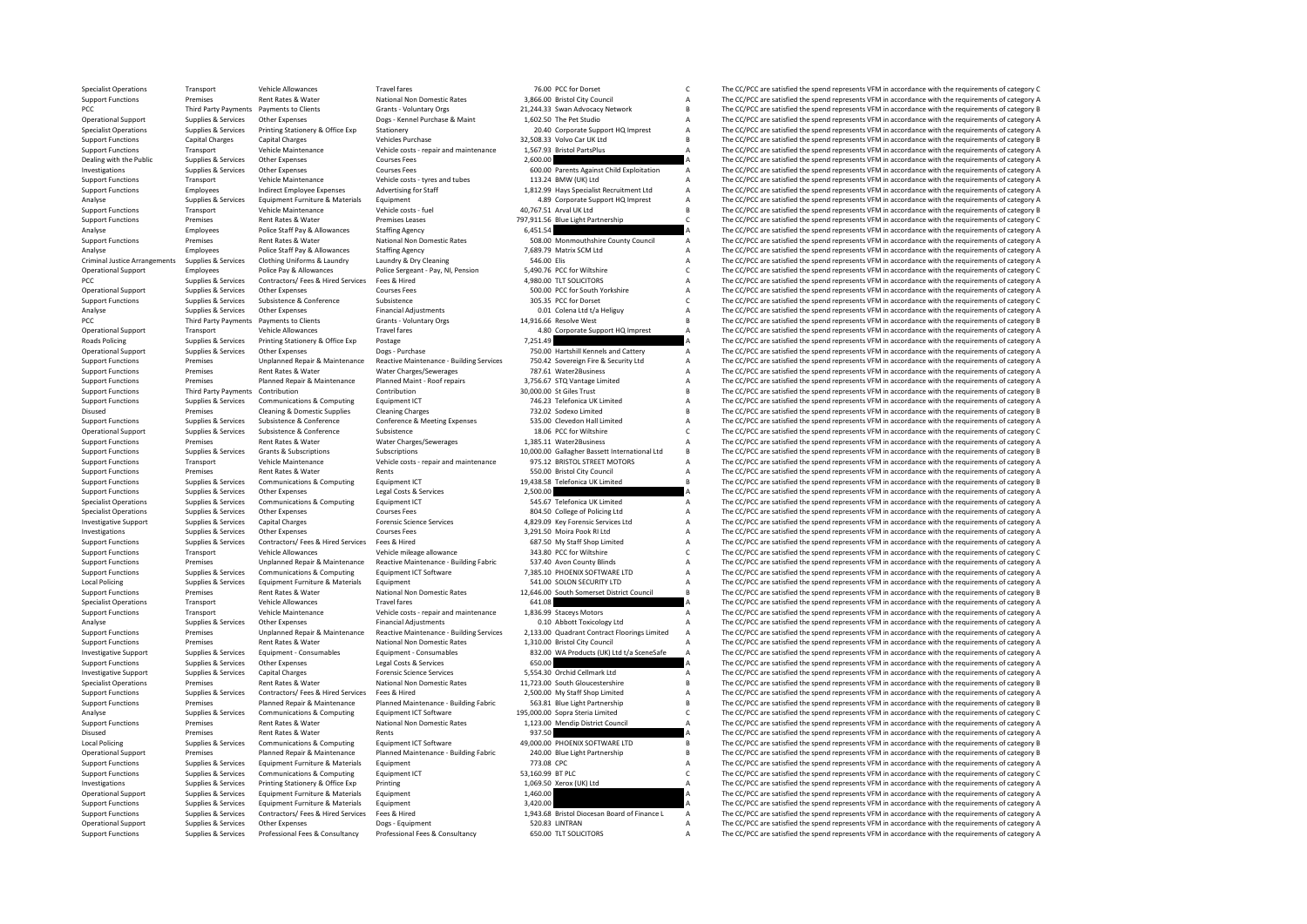| Specialist Operations | Transport | Vehicle Allowances | Travel fares | 76.00 | PCC for Dorset | C | The CC/PCC are satisfied the spend represents VFM in accordance with the requirements of category C |
|---|---|---|---|---|---|---|---|
| Support Functions | Premises | Rent Rates & Water | National Non Domestic Rates | 3,866.00 | Bristol City Council | A | The CC/PCC are satisfied the spend represents VFM in accordance with the requirements of category A |
| PCC | Third Party Payments | Payments to Clients | Grants - Voluntary Orgs | 21,244.33 | Swan Advocacy Network | B | The CC/PCC are satisfied the spend represents VFM in accordance with the requirements of category B |
| Operational Support | Supplies & Services | Other Expenses | Dogs - Kennel Purchase & Maint | 1,602.50 | The Pet Studio | A | The CC/PCC are satisfied the spend represents VFM in accordance with the requirements of category A |
| Specialist Operations | Supplies & Services | Printing Stationery & Office Exp | Stationery | 20.40 | Corporate Support HQ Imprest | A | The CC/PCC are satisfied the spend represents VFM in accordance with the requirements of category A |
| Support Functions | Capital Charges | Capital Charges | Vehicles Purchase | 32,508.33 | Volvo Car UK Ltd | B | The CC/PCC are satisfied the spend represents VFM in accordance with the requirements of category B |
| Support Functions | Transport | Vehicle Maintenance | Vehicle costs - repair and maintenance | 1,567.93 | Bristol PartsPlus | A | The CC/PCC are satisfied the spend represents VFM in accordance with the requirements of category A |
| Dealing with the Public | Supplies & Services | Other Expenses | Courses Fees | 2,600.00 | | A | The CC/PCC are satisfied the spend represents VFM in accordance with the requirements of category A |
| Investigations | Supplies & Services | Other Expenses | Courses Fees | 600.00 | Parents Against Child Exploitation | A | The CC/PCC are satisfied the spend represents VFM in accordance with the requirements of category A |
| Support Functions | Transport | Vehicle Maintenance | Vehicle costs - tyres and tubes | 113.24 | BMW (UK) Ltd | A | The CC/PCC are satisfied the spend represents VFM in accordance with the requirements of category A |
| Support Functions | Employees | Indirect Employee Expenses | Advertising for Staff | 1,812.99 | Hays Specialist Recruitment Ltd | A | The CC/PCC are satisfied the spend represents VFM in accordance with the requirements of category A |
| Analyse | Supplies & Services | Equipment Furniture & Materials | Equipment | 4.89 | Corporate Support HQ Imprest | A | The CC/PCC are satisfied the spend represents VFM in accordance with the requirements of category A |
| Support Functions | Transport | Vehicle Maintenance | Vehicle costs - fuel | 40,767.51 | Arval UK Ltd | B | The CC/PCC are satisfied the spend represents VFM in accordance with the requirements of category B |
| Support Functions | Premises | Rent Rates & Water | Premises Leases | 797,911.56 | Blue Light Partnership | C | The CC/PCC are satisfied the spend represents VFM in accordance with the requirements of category C |
| Analyse | Employees | Police Staff Pay & Allowances | Staffing Agency | 6,451.54 | | A | The CC/PCC are satisfied the spend represents VFM in accordance with the requirements of category A |
| Support Functions | Premises | Rent Rates & Water | National Non Domestic Rates | 508.00 | Monmouthshire County Council | A | The CC/PCC are satisfied the spend represents VFM in accordance with the requirements of category A |
| Analyse | Employees | Police Staff Pay & Allowances | Staffing Agency | 7,689.79 | Matrix SCM Ltd | A | The CC/PCC are satisfied the spend represents VFM in accordance with the requirements of category A |
| Criminal Justice Arrangements | Supplies & Services | Clothing Uniforms & Laundry | Laundry & Dry Cleaning | 546.00 | Elis | A | The CC/PCC are satisfied the spend represents VFM in accordance with the requirements of category A |
| Operational Support | Employees | Police Pay & Allowances | Police Sergeant - Pay, NI, Pension | 5,490.76 | PCC for Wiltshire | C | The CC/PCC are satisfied the spend represents VFM in accordance with the requirements of category C |
| PCC | Supplies & Services | Contractors/ Fees & Hired Services | Fees & Hired | 4,980.00 | TLT SOLICITORS | A | The CC/PCC are satisfied the spend represents VFM in accordance with the requirements of category A |
| Operational Support | Supplies & Services | Other Expenses | Courses Fees | 500.00 | PCC for South Yorkshire | A | The CC/PCC are satisfied the spend represents VFM in accordance with the requirements of category A |
| Support Functions | Supplies & Services | Subsistence & Conference | Subsistence | 305.35 | PCC for Dorset | C | The CC/PCC are satisfied the spend represents VFM in accordance with the requirements of category C |
| Analyse | Supplies & Services | Other Expenses | Financial Adjustments | 0.01 | Colena Ltd t/a Heliguy | A | The CC/PCC are satisfied the spend represents VFM in accordance with the requirements of category A |
| PCC | Third Party Payments | Payments to Clients | Grants - Voluntary Orgs | 14,916.66 | Resolve West | B | The CC/PCC are satisfied the spend represents VFM in accordance with the requirements of category B |
| Operational Support | Transport | Vehicle Allowances | Travel fares | 4.80 | Corporate Support HQ Imprest | A | The CC/PCC are satisfied the spend represents VFM in accordance with the requirements of category A |
| Roads Policing | Supplies & Services | Printing Stationery & Office Exp | Postage | 7,251.49 | | A | The CC/PCC are satisfied the spend represents VFM in accordance with the requirements of category A |
| Operational Support | Supplies & Services | Other Expenses | Dogs - Purchase | 750.00 | Hartshill Kennels and Cattery | A | The CC/PCC are satisfied the spend represents VFM in accordance with the requirements of category A |
| Support Functions | Premises | Unplanned Repair & Maintenance | Reactive Maintenance - Building Services | 750.42 | Sovereign Fire & Security Ltd | A | The CC/PCC are satisfied the spend represents VFM in accordance with the requirements of category A |
| Support Functions | Premises | Rent Rates & Water | Water Charges/Sewerages | 787.61 | Water2Business | A | The CC/PCC are satisfied the spend represents VFM in accordance with the requirements of category A |
| Support Functions | Premises | Planned Repair & Maintenance | Planned Maint - Roof repairs | 3,756.67 | STQ Vantage Limited | A | The CC/PCC are satisfied the spend represents VFM in accordance with the requirements of category A |
| Support Functions | Third Party Payments | Contribution | Contribution | 30,000.00 | St Giles Trust | B | The CC/PCC are satisfied the spend represents VFM in accordance with the requirements of category B |
| Support Functions | Supplies & Services | Communications & Computing | Equipment ICT | 746.23 | Telefonica UK Limited | A | The CC/PCC are satisfied the spend represents VFM in accordance with the requirements of category A |
| Disused | Premises | Cleaning & Domestic Supplies | Cleaning Charges | 732.02 | Sodexo Limited | B | The CC/PCC are satisfied the spend represents VFM in accordance with the requirements of category B |
| Support Functions | Supplies & Services | Subsistence & Conference | Conference & Meeting Expenses | 535.00 | Clevedon Hall Limited | A | The CC/PCC are satisfied the spend represents VFM in accordance with the requirements of category A |
| Operational Support | Supplies & Services | Subsistence & Conference | Subsistence | 18.06 | PCC for Wiltshire | C | The CC/PCC are satisfied the spend represents VFM in accordance with the requirements of category C |
| Support Functions | Premises | Rent Rates & Water | Water Charges/Sewerages | 1,385.11 | Water2Business | A | The CC/PCC are satisfied the spend represents VFM in accordance with the requirements of category A |
| Support Functions | Supplies & Services | Grants & Subscriptions | Subscriptions | 10,000.00 | Gallagher Bassett International Ltd | B | The CC/PCC are satisfied the spend represents VFM in accordance with the requirements of category B |
| Support Functions | Transport | Vehicle Maintenance | Vehicle costs - repair and maintenance | 975.12 | BRISTOL STREET MOTORS | A | The CC/PCC are satisfied the spend represents VFM in accordance with the requirements of category A |
| Support Functions | Premises | Rent Rates & Water | Rents | 550.00 | Bristol City Council | A | The CC/PCC are satisfied the spend represents VFM in accordance with the requirements of category A |
| Support Functions | Supplies & Services | Communications & Computing | Equipment ICT | 19,438.58 | Telefonica UK Limited | B | The CC/PCC are satisfied the spend represents VFM in accordance with the requirements of category B |
| Support Functions | Supplies & Services | Other Expenses | Legal Costs & Services | 2,500.00 | | A | The CC/PCC are satisfied the spend represents VFM in accordance with the requirements of category A |
| Specialist Operations | Supplies & Services | Communications & Computing | Equipment ICT | 545.67 | Telefonica UK Limited | A | The CC/PCC are satisfied the spend represents VFM in accordance with the requirements of category A |
| Specialist Operations | Supplies & Services | Other Expenses | Courses Fees | 804.50 | College of Policing Ltd | A | The CC/PCC are satisfied the spend represents VFM in accordance with the requirements of category A |
| Investigative Support | Supplies & Services | Capital Charges | Forensic Science Services | 4,829.09 | Key Forensic Services Ltd | A | The CC/PCC are satisfied the spend represents VFM in accordance with the requirements of category A |
| Investigations | Supplies & Services | Other Expenses | Courses Fees | 3,291.50 | Moira Pook Rl Ltd | A | The CC/PCC are satisfied the spend represents VFM in accordance with the requirements of category A |
| Support Functions | Supplies & Services | Contractors/ Fees & Hired Services | Fees & Hired | 687.50 | My Staff Shop Limited | A | The CC/PCC are satisfied the spend represents VFM in accordance with the requirements of category A |
| Support Functions | Transport | Vehicle Allowances | Vehicle mileage allowance | 343.80 | PCC for Wiltshire | C | The CC/PCC are satisfied the spend represents VFM in accordance with the requirements of category C |
| Support Functions | Premises | Unplanned Repair & Maintenance | Reactive Maintenance - Building Fabric | 537.40 | Avon County Blinds | A | The CC/PCC are satisfied the spend represents VFM in accordance with the requirements of category A |
| Support Functions | Supplies & Services | Communications & Computing | Equipment ICT Software | 7,385.10 | PHOENIX SOFTWARE LTD | A | The CC/PCC are satisfied the spend represents VFM in accordance with the requirements of category A |
| Local Policing | Supplies & Services | Equipment Furniture & Materials | Equipment | 541.00 | SOLON SECURITY LTD | A | The CC/PCC are satisfied the spend represents VFM in accordance with the requirements of category A |
| Support Functions | Premises | Rent Rates & Water | National Non Domestic Rates | 12,646.00 | South Somerset District Council | B | The CC/PCC are satisfied the spend represents VFM in accordance with the requirements of category B |
| Specialist Operations | Transport | Vehicle Allowances | Travel fares | 641.08 | | A | The CC/PCC are satisfied the spend represents VFM in accordance with the requirements of category A |
| Support Functions | Transport | Vehicle Maintenance | Vehicle costs - repair and maintenance | 1,836.99 | Staceys Motors | A | The CC/PCC are satisfied the spend represents VFM in accordance with the requirements of category A |
| Analyse | Supplies & Services | Other Expenses | Financial Adjustments | 0.10 | Abbott Toxicology Ltd | A | The CC/PCC are satisfied the spend represents VFM in accordance with the requirements of category A |
| Support Functions | Premises | Unplanned Repair & Maintenance | Reactive Maintenance - Building Services | 2,133.00 | Quadrant Contract Floorings Limited | A | The CC/PCC are satisfied the spend represents VFM in accordance with the requirements of category A |
| Support Functions | Premises | Rent Rates & Water | National Non Domestic Rates | 1,310.00 | Bristol City Council | A | The CC/PCC are satisfied the spend represents VFM in accordance with the requirements of category A |
| Investigative Support | Supplies & Services | Equipment - Consumables | Equipment - Consumables | 832.00 | WA Products (UK) Ltd t/a SceneSafe | A | The CC/PCC are satisfied the spend represents VFM in accordance with the requirements of category A |
| Support Functions | Supplies & Services | Other Expenses | Legal Costs & Services | 650.00 | | A | The CC/PCC are satisfied the spend represents VFM in accordance with the requirements of category A |
| Investigative Support | Supplies & Services | Capital Charges | Forensic Science Services | 5,554.30 | Orchid Cellmark Ltd | A | The CC/PCC are satisfied the spend represents VFM in accordance with the requirements of category A |
| Specialist Operations | Premises | Rent Rates & Water | National Non Domestic Rates | 11,723.00 | South Gloucestershire | B | The CC/PCC are satisfied the spend represents VFM in accordance with the requirements of category B |
| Support Functions | Supplies & Services | Contractors/ Fees & Hired Services | Fees & Hired | 2,500.00 | My Staff Shop Limited | A | The CC/PCC are satisfied the spend represents VFM in accordance with the requirements of category A |
| Support Functions | Premises | Planned Repair & Maintenance | Planned Maintenance - Building Fabric | 563.81 | Blue Light Partnership | B | The CC/PCC are satisfied the spend represents VFM in accordance with the requirements of category B |
| Analyse | Supplies & Services | Communications & Computing | Equipment ICT Software | 195,000.00 | Sopra Steria Limited | C | The CC/PCC are satisfied the spend represents VFM in accordance with the requirements of category C |
| Support Functions | Premises | Rent Rates & Water | National Non Domestic Rates | 1,123.00 | Mendip District Council | A | The CC/PCC are satisfied the spend represents VFM in accordance with the requirements of category A |
| Disused | Premises | Rent Rates & Water | Rents | 937.50 | | A | The CC/PCC are satisfied the spend represents VFM in accordance with the requirements of category A |
| Local Policing | Supplies & Services | Communications & Computing | Equipment ICT Software | 49,000.00 | PHOENIX SOFTWARE LTD | B | The CC/PCC are satisfied the spend represents VFM in accordance with the requirements of category B |
| Operational Support | Premises | Planned Repair & Maintenance | Planned Maintenance - Building Fabric | 240.00 | Blue Light Partnership | B | The CC/PCC are satisfied the spend represents VFM in accordance with the requirements of category B |
| Support Functions | Supplies & Services | Equipment Furniture & Materials | Equipment | 773.08 | CPC | A | The CC/PCC are satisfied the spend represents VFM in accordance with the requirements of category A |
| Support Functions | Supplies & Services | Communications & Computing | Equipment ICT | 53,160.99 | BT PLC | C | The CC/PCC are satisfied the spend represents VFM in accordance with the requirements of category C |
| Investigations | Supplies & Services | Printing Stationery & Office Exp | Printing | 1,069.50 | Xerox (UK) Ltd | A | The CC/PCC are satisfied the spend represents VFM in accordance with the requirements of category A |
| Operational Support | Supplies & Services | Equipment Furniture & Materials | Equipment | 1,460.00 | | A | The CC/PCC are satisfied the spend represents VFM in accordance with the requirements of category A |
| Support Functions | Supplies & Services | Equipment Furniture & Materials | Equipment | 3,420.00 | | A | The CC/PCC are satisfied the spend represents VFM in accordance with the requirements of category A |
| Support Functions | Supplies & Services | Contractors/ Fees & Hired Services | Fees & Hired | 1,943.68 | Bristol Diocesan Board of Finance L | A | The CC/PCC are satisfied the spend represents VFM in accordance with the requirements of category A |
| Operational Support | Supplies & Services | Other Expenses | Dogs - Equipment | 520.83 | LINTRAN | A | The CC/PCC are satisfied the spend represents VFM in accordance with the requirements of category A |
| Support Functions | Supplies & Services | Professional Fees & Consultancy | Professional Fees & Consultancy | 650.00 | TLT SOLICITORS | A | The CC/PCC are satisfied the spend represents VFM in accordance with the requirements of category A |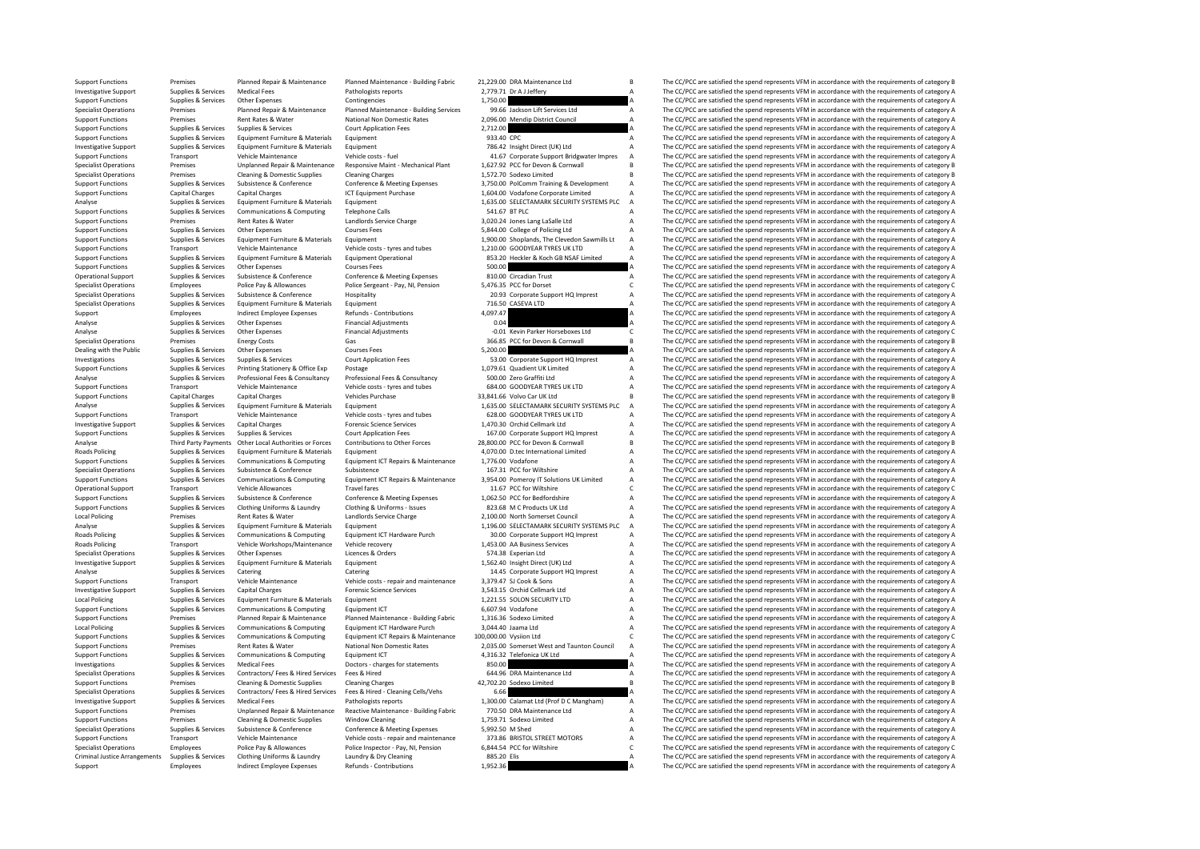| Support Functions | Premises | Planned Repair & Maintenance | Planned Maintenance - Building Fabric | 21,229.00 | DRA Maintenance Ltd | B | The CC/PCC are satisfied the spend represents VFM in accordance with the requirements of category B |
|---|---|---|---|---|---|---|---|
| Investigative Support | Supplies & Services | Medical Fees | Pathologists reports | 2,779.71 | Dr A J Jeffery | A | The CC/PCC are satisfied the spend represents VFM in accordance with the requirements of category A |
| Support Functions | Supplies & Services | Other Expenses | Contingencies | 1,750.00 | | A | The CC/PCC are satisfied the spend represents VFM in accordance with the requirements of category A |
| Specialist Operations | Premises | Planned Repair & Maintenance | Planned Maintenance - Building Services | 99.66 | Jackson Lift Services Ltd | A | The CC/PCC are satisfied the spend represents VFM in accordance with the requirements of category A |
| Support Functions | Premises | Rent Rates & Water | National Non Domestic Rates | 2,096.00 | Mendip District Council | A | The CC/PCC are satisfied the spend represents VFM in accordance with the requirements of category A |
| Support Functions | Supplies & Services | Supplies & Services | Court Application Fees | 2,712.00 | | A | The CC/PCC are satisfied the spend represents VFM in accordance with the requirements of category A |
| Support Functions | Supplies & Services | Equipment Furniture & Materials | Equipment | 933.40 | CPC | A | The CC/PCC are satisfied the spend represents VFM in accordance with the requirements of category A |
| Investigative Support | Supplies & Services | Equipment Furniture & Materials | Equipment | 786.42 | Insight Direct (UK) Ltd | A | The CC/PCC are satisfied the spend represents VFM in accordance with the requirements of category A |
| Support Functions | Transport | Vehicle Maintenance | Vehicle costs - fuel | 41.67 | Corporate Support Bridgwater Impres | A | The CC/PCC are satisfied the spend represents VFM in accordance with the requirements of category A |
| Specialist Operations | Premises | Unplanned Repair & Maintenance | Responsive Maint - Mechanical Plant | 1,627.92 | PCC for Devon & Cornwall | B | The CC/PCC are satisfied the spend represents VFM in accordance with the requirements of category B |
| Specialist Operations | Premises | Cleaning & Domestic Supplies | Cleaning Charges | 1,572.70 | Sodexo Limited | B | The CC/PCC are satisfied the spend represents VFM in accordance with the requirements of category B |
| Support Functions | Supplies & Services | Subsistence & Conference | Conference & Meeting Expenses | 3,750.00 | PolComm Training & Development | A | The CC/PCC are satisfied the spend represents VFM in accordance with the requirements of category A |
| Support Functions | Capital Charges | Capital Charges | ICT Equipment Purchase | 1,604.00 | Vodafone Corporate Limited | A | The CC/PCC are satisfied the spend represents VFM in accordance with the requirements of category A |
| Analyse | Supplies & Services | Equipment Furniture & Materials | Equipment | 1,635.00 | SELECTAMARK SECURITY SYSTEMS PLC | A | The CC/PCC are satisfied the spend represents VFM in accordance with the requirements of category A |
| Support Functions | Supplies & Services | Communications & Computing | Telephone Calls | 541.67 | BT PLC | A | The CC/PCC are satisfied the spend represents VFM in accordance with the requirements of category A |
| Support Functions | Premises | Rent Rates & Water | Landlords Service Charge | 3,020.24 | Jones Lang LaSalle Ltd | A | The CC/PCC are satisfied the spend represents VFM in accordance with the requirements of category A |
| Support Functions | Supplies & Services | Other Expenses | Courses Fees | 5,844.00 | College of Policing Ltd | A | The CC/PCC are satisfied the spend represents VFM in accordance with the requirements of category A |
| Support Functions | Supplies & Services | Equipment Furniture & Materials | Equipment | 1,900.00 | Shoplands, The Clevedon Sawmills Lt | A | The CC/PCC are satisfied the spend represents VFM in accordance with the requirements of category A |
| Support Functions | Transport | Vehicle Maintenance | Vehicle costs - tyres and tubes | 1,210.00 | GOODYEAR TYRES UK LTD | A | The CC/PCC are satisfied the spend represents VFM in accordance with the requirements of category A |
| Support Functions | Supplies & Services | Equipment Furniture & Materials | Equipment Operational | 853.20 | Heckler & Koch GB NSAF Limited | A | The CC/PCC are satisfied the spend represents VFM in accordance with the requirements of category A |
| Support Functions | Supplies & Services | Other Expenses | Courses Fees | 500.00 | | A | The CC/PCC are satisfied the spend represents VFM in accordance with the requirements of category A |
| Operational Support | Supplies & Services | Subsistence & Conference | Conference & Meeting Expenses | 810.00 | Circadian Trust | A | The CC/PCC are satisfied the spend represents VFM in accordance with the requirements of category A |
| Specialist Operations | Employees | Police Pay & Allowances | Police Sergeant - Pay, NI, Pension | 5,476.35 | PCC for Dorset | C | The CC/PCC are satisfied the spend represents VFM in accordance with the requirements of category C |
| Specialist Operations | Supplies & Services | Subsistence & Conference | Hospitality | 20.93 | Corporate Support HQ Imprest | A | The CC/PCC are satisfied the spend represents VFM in accordance with the requirements of category A |
| Specialist Operations | Supplies & Services | Equipment Furniture & Materials | Equipment | 716.50 | CASEVA LTD | A | The CC/PCC are satisfied the spend represents VFM in accordance with the requirements of category A |
| Support | Employees | Indirect Employee Expenses | Refunds - Contributions | 4,097.47 | | A | The CC/PCC are satisfied the spend represents VFM in accordance with the requirements of category A |
| Analyse | Supplies & Services | Other Expenses | Financial Adjustments | 0.04 | | A | The CC/PCC are satisfied the spend represents VFM in accordance with the requirements of category A |
| Analyse | Supplies & Services | Other Expenses | Financial Adjustments | -0.01 | Kevin Parker Horseboxes Ltd | C | The CC/PCC are satisfied the spend represents VFM in accordance with the requirements of category C |
| Specialist Operations | Premises | Energy Costs | Gas | 366.85 | PCC for Devon & Cornwall | B | The CC/PCC are satisfied the spend represents VFM in accordance with the requirements of category B |
| Dealing with the Public | Supplies & Services | Other Expenses | Courses Fees | 5,200.00 | | A | The CC/PCC are satisfied the spend represents VFM in accordance with the requirements of category A |
| Investigations | Supplies & Services | Supplies & Services | Court Application Fees | 53.00 | Corporate Support HQ Imprest | A | The CC/PCC are satisfied the spend represents VFM in accordance with the requirements of category A |
| Support Functions | Supplies & Services | Printing Stationery & Office Exp | Postage | 1,079.61 | Quadient UK Limited | A | The CC/PCC are satisfied the spend represents VFM in accordance with the requirements of category A |
| Analyse | Supplies & Services | Professional Fees & Consultancy | Professional Fees & Consultancy | 500.00 | Zero Graffiti Ltd | A | The CC/PCC are satisfied the spend represents VFM in accordance with the requirements of category A |
| Support Functions | Transport | Vehicle Maintenance | Vehicle costs - tyres and tubes | 684.00 | GOODYEAR TYRES UK LTD | A | The CC/PCC are satisfied the spend represents VFM in accordance with the requirements of category A |
| Support Functions | Capital Charges | Capital Charges | Vehicles Purchase | 33,841.66 | Volvo Car UK Ltd | B | The CC/PCC are satisfied the spend represents VFM in accordance with the requirements of category B |
| Analyse | Supplies & Services | Equipment Furniture & Materials | Equipment | 1,635.00 | SELECTAMARK SECURITY SYSTEMS PLC | A | The CC/PCC are satisfied the spend represents VFM in accordance with the requirements of category A |
| Support Functions | Transport | Vehicle Maintenance | Vehicle costs - tyres and tubes | 628.00 | GOODYEAR TYRES UK LTD | A | The CC/PCC are satisfied the spend represents VFM in accordance with the requirements of category A |
| Investigative Support | Supplies & Services | Capital Charges | Forensic Science Services | 1,470.30 | Orchid Cellmark Ltd | A | The CC/PCC are satisfied the spend represents VFM in accordance with the requirements of category A |
| Support Functions | Supplies & Services | Supplies & Services | Court Application Fees | 167.00 | Corporate Support HQ Imprest | A | The CC/PCC are satisfied the spend represents VFM in accordance with the requirements of category A |
| Analyse | Third Party Payments | Other Local Authorities or Forces | Contributions to Other Forces | 28,800.00 | PCC for Devon & Cornwall | B | The CC/PCC are satisfied the spend represents VFM in accordance with the requirements of category B |
| Roads Policing | Supplies & Services | Equipment Furniture & Materials | Equipment | 4,070.00 | D.tec International Limited | A | The CC/PCC are satisfied the spend represents VFM in accordance with the requirements of category A |
| Support Functions | Supplies & Services | Communications & Computing | Equipment ICT Repairs & Maintenance | 1,776.00 | Vodafone | A | The CC/PCC are satisfied the spend represents VFM in accordance with the requirements of category A |
| Specialist Operations | Supplies & Services | Subsistence & Conference | Subsistence | 167.31 | PCC for Wiltshire | A | The CC/PCC are satisfied the spend represents VFM in accordance with the requirements of category A |
| Support Functions | Supplies & Services | Communications & Computing | Equipment ICT Repairs & Maintenance | 3,954.00 | Pomeroy IT Solutions UK Limited | A | The CC/PCC are satisfied the spend represents VFM in accordance with the requirements of category A |
| Operational Support | Transport | Vehicle Allowances | Travel fares | 11.67 | PCC for Wiltshire | C | The CC/PCC are satisfied the spend represents VFM in accordance with the requirements of category C |
| Support Functions | Supplies & Services | Subsistence & Conference | Conference & Meeting Expenses | 1,062.50 | PCC for Bedfordshire | A | The CC/PCC are satisfied the spend represents VFM in accordance with the requirements of category A |
| Support Functions | Supplies & Services | Clothing Uniforms & Laundry | Clothing & Uniforms - Issues | 823.68 | M C Products UK Ltd | A | The CC/PCC are satisfied the spend represents VFM in accordance with the requirements of category A |
| Local Policing | Premises | Rent Rates & Water | Landlords Service Charge | 2,100.00 | North Somerset Council | A | The CC/PCC are satisfied the spend represents VFM in accordance with the requirements of category A |
| Analyse | Supplies & Services | Equipment Furniture & Materials | Equipment | 1,196.00 | SELECTAMARK SECURITY SYSTEMS PLC | A | The CC/PCC are satisfied the spend represents VFM in accordance with the requirements of category A |
| Roads Policing | Supplies & Services | Communications & Computing | Equipment ICT Hardware Purch | 30.00 | Corporate Support HQ Imprest | A | The CC/PCC are satisfied the spend represents VFM in accordance with the requirements of category A |
| Roads Policing | Transport | Vehicle Workshops/Maintenance | Vehicle recovery | 1,453.00 | AA Business Services | A | The CC/PCC are satisfied the spend represents VFM in accordance with the requirements of category A |
| Specialist Operations | Supplies & Services | Other Expenses | Licences & Orders | 574.38 | Experian Ltd | A | The CC/PCC are satisfied the spend represents VFM in accordance with the requirements of category A |
| Investigative Support | Supplies & Services | Equipment Furniture & Materials | Equipment | 1,562.40 | Insight Direct (UK) Ltd | A | The CC/PCC are satisfied the spend represents VFM in accordance with the requirements of category A |
| Analyse | Supplies & Services | Catering | Catering | 14.45 | Corporate Support HQ Imprest | A | The CC/PCC are satisfied the spend represents VFM in accordance with the requirements of category A |
| Support Functions | Transport | Vehicle Maintenance | Vehicle costs - repair and maintenance | 3,379.47 | SJ Cook & Sons | A | The CC/PCC are satisfied the spend represents VFM in accordance with the requirements of category A |
| Investigative Support | Supplies & Services | Capital Charges | Forensic Science Services | 3,543.15 | Orchid Cellmark Ltd | A | The CC/PCC are satisfied the spend represents VFM in accordance with the requirements of category A |
| Local Policing | Supplies & Services | Equipment Furniture & Materials | Equipment | 1,221.55 | SOLON SECURITY LTD | A | The CC/PCC are satisfied the spend represents VFM in accordance with the requirements of category A |
| Support Functions | Supplies & Services | Communications & Computing | Equipment ICT | 6,607.94 | Vodafone | A | The CC/PCC are satisfied the spend represents VFM in accordance with the requirements of category A |
| Support Functions | Premises | Planned Repair & Maintenance | Planned Maintenance - Building Fabric | 1,316.36 | Sodexo Limited | A | The CC/PCC are satisfied the spend represents VFM in accordance with the requirements of category A |
| Local Policing | Supplies & Services | Communications & Computing | Equipment ICT Hardware Purch | 3,044.40 | Jaama Ltd | A | The CC/PCC are satisfied the spend represents VFM in accordance with the requirements of category A |
| Support Functions | Supplies & Services | Communications & Computing | Equipment ICT Repairs & Maintenance | 100,000.00 | Vysiion Ltd | C | The CC/PCC are satisfied the spend represents VFM in accordance with the requirements of category C |
| Support Functions | Premises | Rent Rates & Water | National Non Domestic Rates | 2,035.00 | Somerset West and Taunton Council | A | The CC/PCC are satisfied the spend represents VFM in accordance with the requirements of category A |
| Support Functions | Supplies & Services | Communications & Computing | Equipment ICT | 4,316.32 | Telefonica UK Ltd | A | The CC/PCC are satisfied the spend represents VFM in accordance with the requirements of category A |
| Investigations | Supplies & Services | Medical Fees | Doctors - charges for statements | 850.00 | | A | The CC/PCC are satisfied the spend represents VFM in accordance with the requirements of category A |
| Specialist Operations | Supplies & Services | Contractors/ Fees & Hired Services | Fees & Hired | 644.96 | DRA Maintenance Ltd | A | The CC/PCC are satisfied the spend represents VFM in accordance with the requirements of category A |
| Support Functions | Premises | Cleaning & Domestic Supplies | Cleaning Charges | 42,702.20 | Sodexo Limited | B | The CC/PCC are satisfied the spend represents VFM in accordance with the requirements of category B |
| Specialist Operations | Supplies & Services | Contractors/ Fees & Hired Services | Fees & Hired - Cleaning Cells/Vehs | 6.66 | | A | The CC/PCC are satisfied the spend represents VFM in accordance with the requirements of category A |
| Investigative Support | Supplies & Services | Medical Fees | Pathologists reports | 1,300.00 | Calamat Ltd (Prof D C Mangham) | A | The CC/PCC are satisfied the spend represents VFM in accordance with the requirements of category A |
| Support Functions | Premises | Unplanned Repair & Maintenance | Reactive Maintenance - Building Fabric | 770.50 | DRA Maintenance Ltd | A | The CC/PCC are satisfied the spend represents VFM in accordance with the requirements of category A |
| Support Functions | Premises | Cleaning & Domestic Supplies | Window Cleaning | 1,759.71 | Sodexo Limited | A | The CC/PCC are satisfied the spend represents VFM in accordance with the requirements of category A |
| Specialist Operations | Supplies & Services | Subsistence & Conference | Conference & Meeting Expenses | 5,992.50 | M Shed | A | The CC/PCC are satisfied the spend represents VFM in accordance with the requirements of category A |
| Support Functions | Transport | Vehicle Maintenance | Vehicle costs - repair and maintenance | 373.86 | BRISTOL STREET MOTORS | A | The CC/PCC are satisfied the spend represents VFM in accordance with the requirements of category A |
| Specialist Operations | Employees | Police Pay & Allowances | Police Inspector - Pay, NI, Pension | 6,844.54 | PCC for Wiltshire | C | The CC/PCC are satisfied the spend represents VFM in accordance with the requirements of category C |
| Criminal Justice Arrangements | Supplies & Services | Clothing Uniforms & Laundry | Laundry & Dry Cleaning | 885.20 | Elis | A | The CC/PCC are satisfied the spend represents VFM in accordance with the requirements of category A |
| Support | Employees | Indirect Employee Expenses | Refunds - Contributions | 1,952.36 | | A | The CC/PCC are satisfied the spend represents VFM in accordance with the requirements of category A |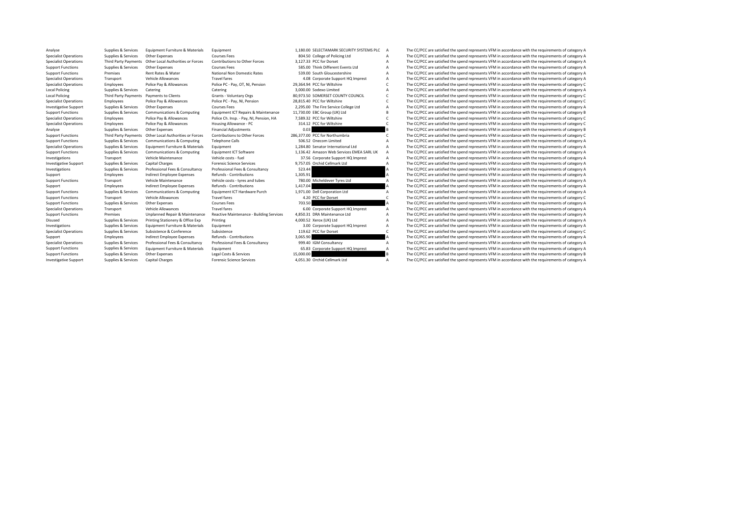| | | | | | | | |
|---|---|---|---|---|---|---|---|
| Analyse | Supplies & Services | Equipment Furniture & Materials | Equipment | 1,180.00 | SELECTAMARK SECURITY SYSTEMS PLC | A | The CC/PCC are satisfied the spend represents VFM in accordance with the requirements of category A |
| Specialist Operations | Supplies & Services | Other Expenses | Courses Fees | 804.50 | College of Policing Ltd | A | The CC/PCC are satisfied the spend represents VFM in accordance with the requirements of category A |
| Specialist Operations | Third Party Payments | Other Local Authorities or Forces | Contributions to Other Forces | 3,127.33 | PCC for Dorset | A | The CC/PCC are satisfied the spend represents VFM in accordance with the requirements of category A |
| Support Functions | Supplies & Services | Other Expenses | Courses Fees | 585.00 | Think Different Events Ltd | A | The CC/PCC are satisfied the spend represents VFM in accordance with the requirements of category A |
| Support Functions | Premises | Rent Rates & Water | National Non Domestic Rates | 539.00 | South Gloucestershire | A | The CC/PCC are satisfied the spend represents VFM in accordance with the requirements of category A |
| Specialist Operations | Transport | Vehicle Allowances | Travel fares | 4.08 | Corporate Support HQ Imprest | A | The CC/PCC are satisfied the spend represents VFM in accordance with the requirements of category A |
| Specialist Operations | Employees | Police Pay & Allowances | Police PC - Pay, OT, NI, Pension | 29,364.94 | PCC for Wiltshire | C | The CC/PCC are satisfied the spend represents VFM in accordance with the requirements of category C |
| Local Policing | Supplies & Services | Catering | Catering | 3,000.00 | Sodexo Limited | A | The CC/PCC are satisfied the spend represents VFM in accordance with the requirements of category A |
| Local Policing | Third Party Payments | Payments to Clients | Grants - Voluntary Orgs | 80,973.50 | SOMERSET COUNTY COUNCIL | C | The CC/PCC are satisfied the spend represents VFM in accordance with the requirements of category C |
| Specialist Operations | Employees | Police Pay & Allowances | Police PC - Pay, NI, Pension | 28,815.40 | PCC for Wiltshire | C | The CC/PCC are satisfied the spend represents VFM in accordance with the requirements of category C |
| Investigative Support | Supplies & Services | Other Expenses | Courses Fees | 2,295.00 | The Fire Service College Ltd | A | The CC/PCC are satisfied the spend represents VFM in accordance with the requirements of category A |
| Support Functions | Supplies & Services | Communications & Computing | Equipment ICT Repairs & Maintenance | 11,730.00 | EBC Group (UK) Ltd | B | The CC/PCC are satisfied the spend represents VFM in accordance with the requirements of category B |
| Specialist Operations | Employees | Police Pay & Allowances | Police Ch. Insp. - Pay, NI, Pension, HA | 7,589.32 | PCC for Wiltshire | C | The CC/PCC are satisfied the spend represents VFM in accordance with the requirements of category C |
| Specialist Operations | Employees | Police Pay & Allowances | Housing Allowance - PC | 314.12 | PCC for Wiltshire | C | The CC/PCC are satisfied the spend represents VFM in accordance with the requirements of category C |
| Analyse | Supplies & Services | Other Expenses | Financial Adjustments | 0.03 | | B | The CC/PCC are satisfied the spend represents VFM in accordance with the requirements of category B |
| Support Functions | Third Party Payments | Other Local Authorities or Forces | Contributions to Other Forces | 286,377.00 | PCC for Northumbria | C | The CC/PCC are satisfied the spend represents VFM in accordance with the requirements of category C |
| Support Functions | Supplies & Services | Communications & Computing | Telephone Calls | 506.52 | Onecom Limited | A | The CC/PCC are satisfied the spend represents VFM in accordance with the requirements of category A |
| Specialist Operations | Supplies & Services | Equipment Furniture & Materials | Equipment | 1,284.80 | Senator International Ltd | A | The CC/PCC are satisfied the spend represents VFM in accordance with the requirements of category A |
| Support Functions | Supplies & Services | Communications & Computing | Equipment ICT Software | 1,136.42 | Amazon Web Services EMEA SARL UK | A | The CC/PCC are satisfied the spend represents VFM in accordance with the requirements of category A |
| Investigations | Transport | Vehicle Maintenance | Vehicle costs - fuel | 37.56 | Corporate Support HQ Imprest | A | The CC/PCC are satisfied the spend represents VFM in accordance with the requirements of category A |
| Investigative Support | Supplies & Services | Capital Charges | Forensic Science Services | 9,757.05 | Orchid Cellmark Ltd | A | The CC/PCC are satisfied the spend represents VFM in accordance with the requirements of category A |
| Investigations | Supplies & Services | Professional Fees & Consultancy | Professional Fees & Consultancy | 523.44 | | A | The CC/PCC are satisfied the spend represents VFM in accordance with the requirements of category A |
| Support | Employees | Indirect Employee Expenses | Refunds - Contributions | 1,305.91 | | A | The CC/PCC are satisfied the spend represents VFM in accordance with the requirements of category A |
| Support Functions | Transport | Vehicle Maintenance | Vehicle costs - tyres and tubes | 780.00 | Micheldever Tyres Ltd | A | The CC/PCC are satisfied the spend represents VFM in accordance with the requirements of category A |
| Support | Employees | Indirect Employee Expenses | Refunds - Contributions | 1,417.04 | | A | The CC/PCC are satisfied the spend represents VFM in accordance with the requirements of category A |
| Support Functions | Supplies & Services | Communications & Computing | Equipment ICT Hardware Purch | 1,971.00 | Dell Corporation Ltd | A | The CC/PCC are satisfied the spend represents VFM in accordance with the requirements of category A |
| Support Functions | Transport | Vehicle Allowances | Travel fares | 4.20 | PCC for Dorset | C | The CC/PCC are satisfied the spend represents VFM in accordance with the requirements of category C |
| Support Functions | Supplies & Services | Other Expenses | Courses Fees | 703.50 | | A | The CC/PCC are satisfied the spend represents VFM in accordance with the requirements of category A |
| Specialist Operations | Transport | Vehicle Allowances | Travel fares | 6.00 | Corporate Support HQ Imprest | A | The CC/PCC are satisfied the spend represents VFM in accordance with the requirements of category A |
| Support Functions | Premises | Unplanned Repair & Maintenance | Reactive Maintenance - Building Services | 4,850.31 | DRA Maintenance Ltd | A | The CC/PCC are satisfied the spend represents VFM in accordance with the requirements of category A |
| Disused | Supplies & Services | Printing Stationery & Office Exp | Printing | 4,000.52 | Xerox (UK) Ltd | A | The CC/PCC are satisfied the spend represents VFM in accordance with the requirements of category A |
| Investigations | Supplies & Services | Equipment Furniture & Materials | Equipment | 3.00 | Corporate Support HQ Imprest | A | The CC/PCC are satisfied the spend represents VFM in accordance with the requirements of category A |
| Specialist Operations | Supplies & Services | Subsistence & Conference | Subsistence | 119.62 | PCC for Dorset | C | The CC/PCC are satisfied the spend represents VFM in accordance with the requirements of category C |
| Support | Employees | Indirect Employee Expenses | Refunds - Contributions | 3,065.90 | | A | The CC/PCC are satisfied the spend represents VFM in accordance with the requirements of category A |
| Specialist Operations | Supplies & Services | Professional Fees & Consultancy | Professional Fees & Consultancy | 999.40 | IGM Consultancy | A | The CC/PCC are satisfied the spend represents VFM in accordance with the requirements of category A |
| Support Functions | Supplies & Services | Equipment Furniture & Materials | Equipment | 65.83 | Corporate Support HQ Imprest | A | The CC/PCC are satisfied the spend represents VFM in accordance with the requirements of category A |
| Support Functions | Supplies & Services | Other Expenses | Legal Costs & Services | 15,000.00 | | B | The CC/PCC are satisfied the spend represents VFM in accordance with the requirements of category B |
| Investigative Support | Supplies & Services | Capital Charges | Forensic Science Services | 4,051.30 | Orchid Cellmark Ltd | A | The CC/PCC are satisfied the spend represents VFM in accordance with the requirements of category A |